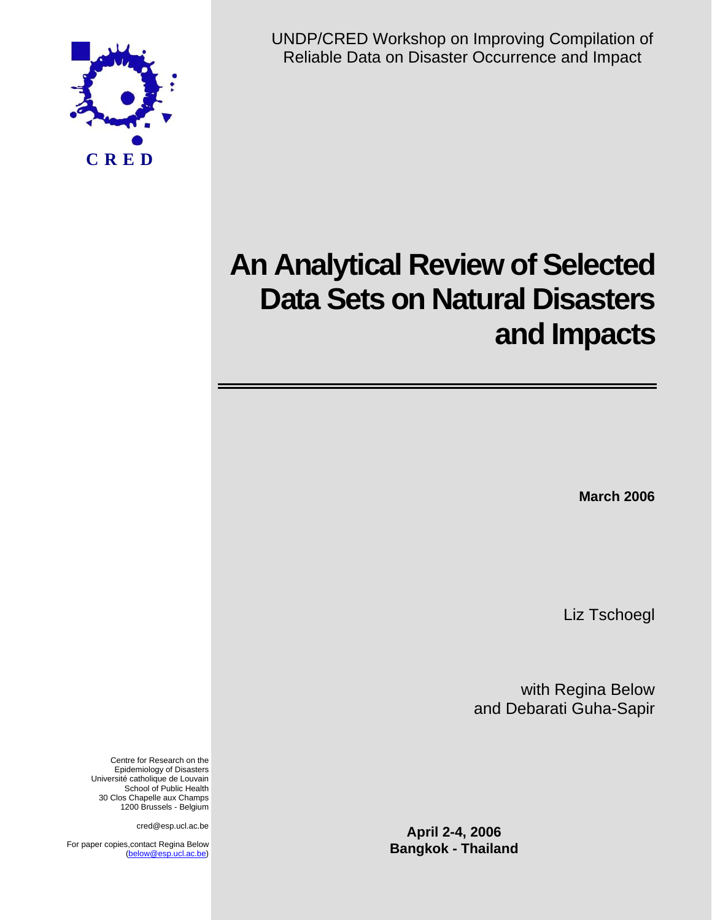CRED

UNDP/CRED Workshop on Improving Compilation of Reliable Data on Disaster Occurrence and Impact

# An Analytical Review of Selected Data Sets on Natural Disasters and Impacts

**March 2006**

Liz Tschoegl

with Regina Below and Debarati Guha-Sapir

Centre for Research on the Epidemiology of Disasters
Université catholique de Louvain
School of Public Health
30 Clos Chapelle aux Champs
1200 Brussels - Belgium

cred@esp.ucl.ac.be

For paper copies, contact Regina Below (below@esp.ucl.ac.be)

**April 2-4, 2006**
**Bangkok - Thailand**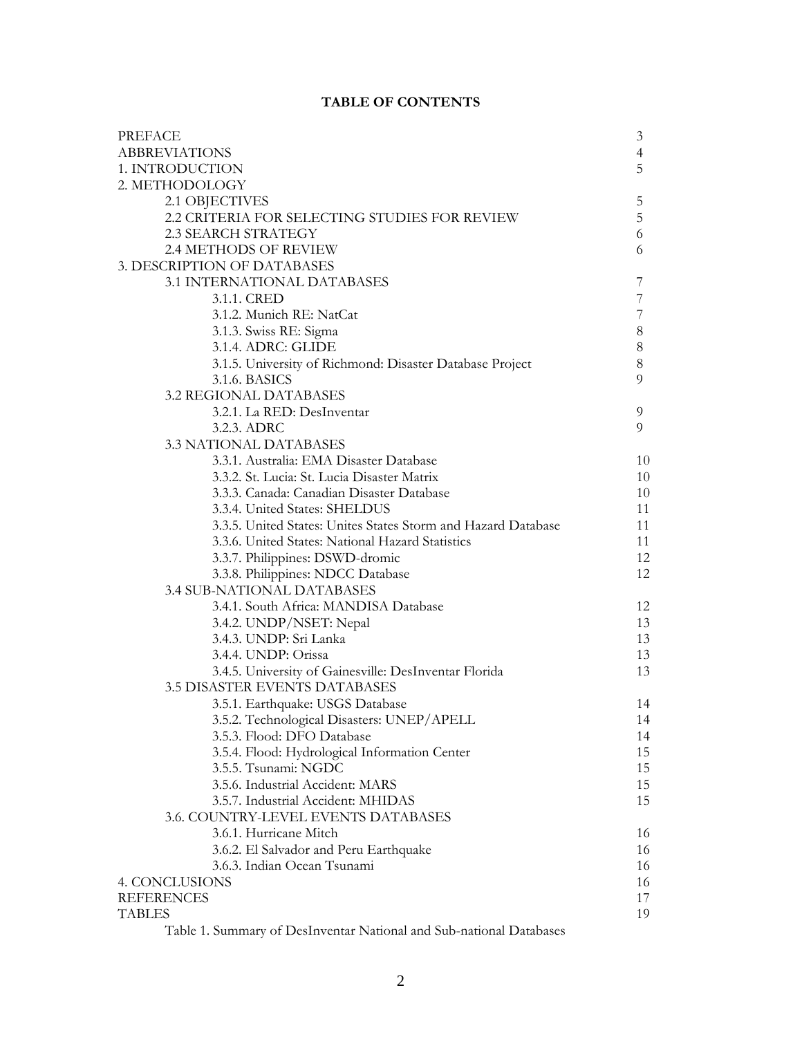# TABLE OF CONTENTS

| | |
|---|---|
| PREFACE | 3 |
| ABBREVIATIONS | 4 |
| 1. INTRODUCTION | 5 |
| 2. METHODOLOGY | |
| 2.1 OBJECTIVES | 5 |
| 2.2 CRITERIA FOR SELECTING STUDIES FOR REVIEW | 5 |
| 2.3 SEARCH STRATEGY | 6 |
| 2.4 METHODS OF REVIEW | 6 |
| 3. DESCRIPTION OF DATABASES | |
| 3.1 INTERNATIONAL DATABASES | 7 |
| 3.1.1. CRED | 7 |
| 3.1.2. Munich RE: NatCat | 7 |
| 3.1.3. Swiss RE: Sigma | 8 |
| 3.1.4. ADRC: GLIDE | 8 |
| 3.1.5. University of Richmond: Disaster Database Project | 8 |
| 3.1.6. BASICS | 9 |
| 3.2 REGIONAL DATABASES | |
| 3.2.1. La RED: DesInventar | 9 |
| 3.2.3. ADRC | 9 |
| 3.3 NATIONAL DATABASES | |
| 3.3.1. Australia: EMA Disaster Database | 10 |
| 3.3.2. St. Lucia: St. Lucia Disaster Matrix | 10 |
| 3.3.3. Canada: Canadian Disaster Database | 10 |
| 3.3.4. United States: SHELDUS | 11 |
| 3.3.5. United States: Unites States Storm and Hazard Database | 11 |
| 3.3.6. United States: National Hazard Statistics | 11 |
| 3.3.7. Philippines: DSWD-dromic | 12 |
| 3.3.8. Philippines: NDCC Database | 12 |
| 3.4 SUB-NATIONAL DATABASES | |
| 3.4.1. South Africa: MANDISA Database | 12 |
| 3.4.2. UNDP/NSET: Nepal | 13 |
| 3.4.3. UNDP: Sri Lanka | 13 |
| 3.4.4. UNDP: Orissa | 13 |
| 3.4.5. University of Gainesville: DesInventar Florida | 13 |
| 3.5 DISASTER EVENTS DATABASES | |
| 3.5.1. Earthquake: USGS Database | 14 |
| 3.5.2. Technological Disasters: UNEP/APELL | 14 |
| 3.5.3. Flood: DFO Database | 14 |
| 3.5.4. Flood: Hydrological Information Center | 15 |
| 3.5.5. Tsunami: NGDC | 15 |
| 3.5.6. Industrial Accident: MARS | 15 |
| 3.5.7. Industrial Accident: MHIDAS | 15 |
| 3.6. COUNTRY-LEVEL EVENTS DATABASES | |
| 3.6.1. Hurricane Mitch | 16 |
| 3.6.2. El Salvador and Peru Earthquake | 16 |
| 3.6.3. Indian Ocean Tsunami | 16 |
| 4. CONCLUSIONS | 16 |
| REFERENCES | 17 |
| TABLES | 19 |
| Table 1. Summary of DesInventar National and Sub-national Databases | |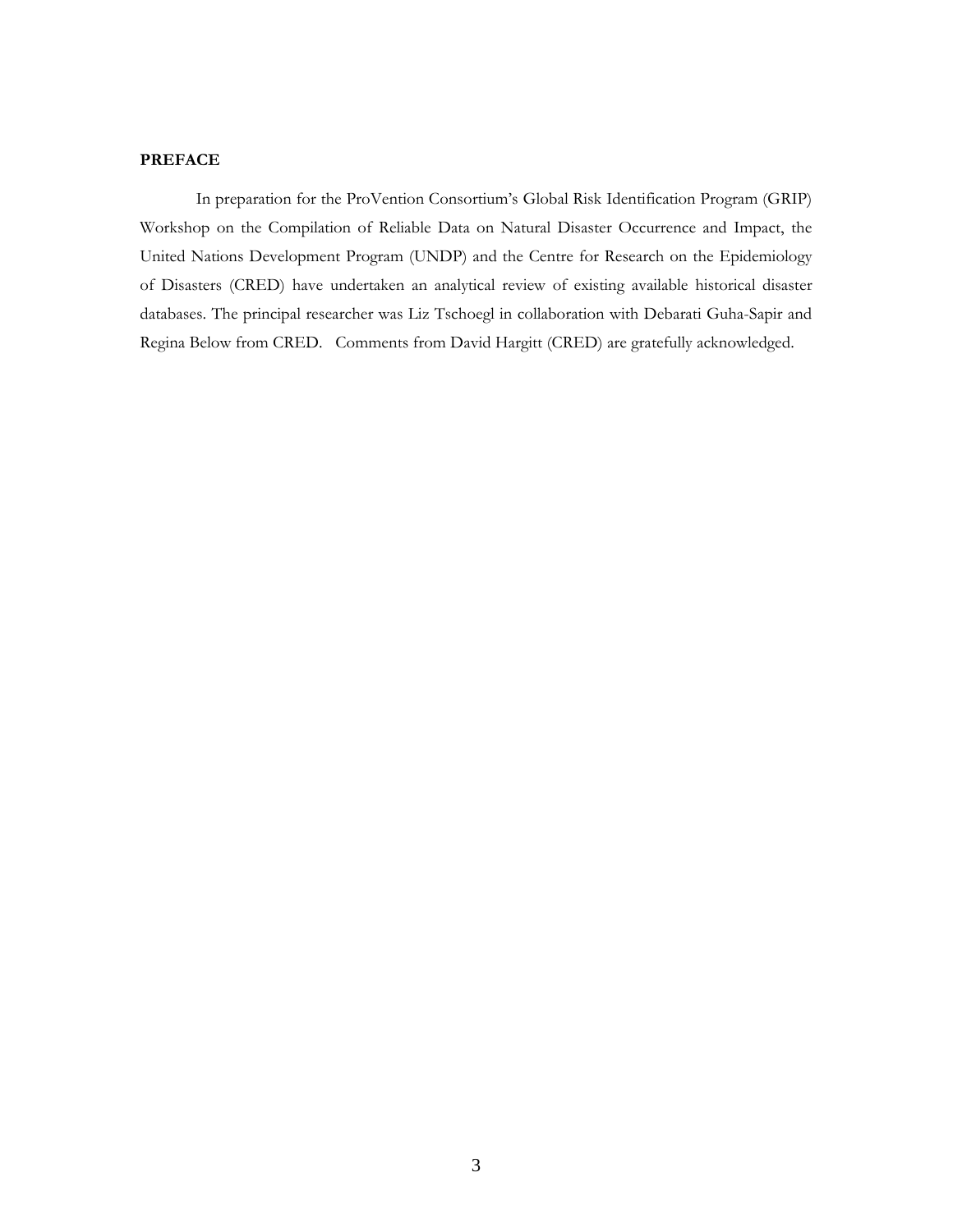## PREFACE

In preparation for the ProVention Consortium's Global Risk Identification Program (GRIP) Workshop on the Compilation of Reliable Data on Natural Disaster Occurrence and Impact, the United Nations Development Program (UNDP) and the Centre for Research on the Epidemiology of Disasters (CRED) have undertaken an analytical review of existing available historical disaster databases. The principal researcher was Liz Tschoegl in collaboration with Debarati Guha-Sapir and Regina Below from CRED. Comments from David Hargitt (CRED) are gratefully acknowledged.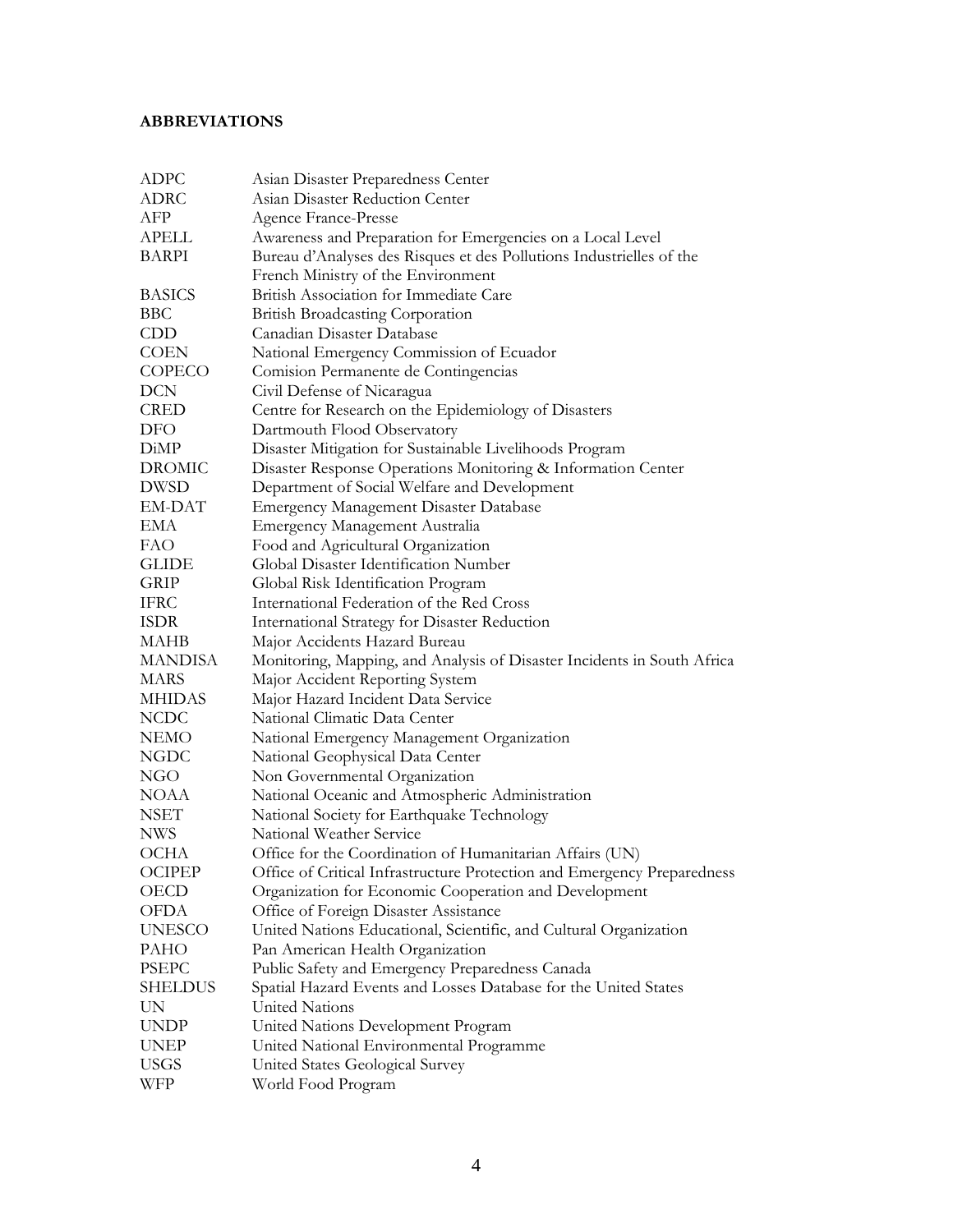**ABBREVIATIONS**

| | |
|---|---|
| ADPC | Asian Disaster Preparedness Center |
| ADRC | Asian Disaster Reduction Center |
| AFP | Agence France-Presse |
| APELL | Awareness and Preparation for Emergencies on a Local Level |
| BARPI | Bureau d'Analyses des Risques et des Pollutions Industrielles of the French Ministry of the Environment |
| BASICS | British Association for Immediate Care |
| BBC | British Broadcasting Corporation |
| CDD | Canadian Disaster Database |
| COEN | National Emergency Commission of Ecuador |
| COPECO | Comision Permanente de Contingencias |
| DCN | Civil Defense of Nicaragua |
| CRED | Centre for Research on the Epidemiology of Disasters |
| DFO | Dartmouth Flood Observatory |
| DiMP | Disaster Mitigation for Sustainable Livelihoods Program |
| DROMIC | Disaster Response Operations Monitoring & Information Center |
| DWSD | Department of Social Welfare and Development |
| EM-DAT | Emergency Management Disaster Database |
| EMA | Emergency Management Australia |
| FAO | Food and Agricultural Organization |
| GLIDE | Global Disaster Identification Number |
| GRIP | Global Risk Identification Program |
| IFRC | International Federation of the Red Cross |
| ISDR | International Strategy for Disaster Reduction |
| MAHB | Major Accidents Hazard Bureau |
| MANDISA | Monitoring, Mapping, and Analysis of Disaster Incidents in South Africa |
| MARS | Major Accident Reporting System |
| MHIDAS | Major Hazard Incident Data Service |
| NCDC | National Climatic Data Center |
| NEMO | National Emergency Management Organization |
| NGDC | National Geophysical Data Center |
| NGO | Non Governmental Organization |
| NOAA | National Oceanic and Atmospheric Administration |
| NSET | National Society for Earthquake Technology |
| NWS | National Weather Service |
| OCHA | Office for the Coordination of Humanitarian Affairs (UN) |
| OCIPEP | Office of Critical Infrastructure Protection and Emergency Preparedness |
| OECD | Organization for Economic Cooperation and Development |
| OFDA | Office of Foreign Disaster Assistance |
| UNESCO | United Nations Educational, Scientific, and Cultural Organization |
| PAHO | Pan American Health Organization |
| PSEPC | Public Safety and Emergency Preparedness Canada |
| SHELDUS | Spatial Hazard Events and Losses Database for the United States |
| UN | United Nations |
| UNDP | United Nations Development Program |
| UNEP | United National Environmental Programme |
| USGS | United States Geological Survey |
| WFP | World Food Program |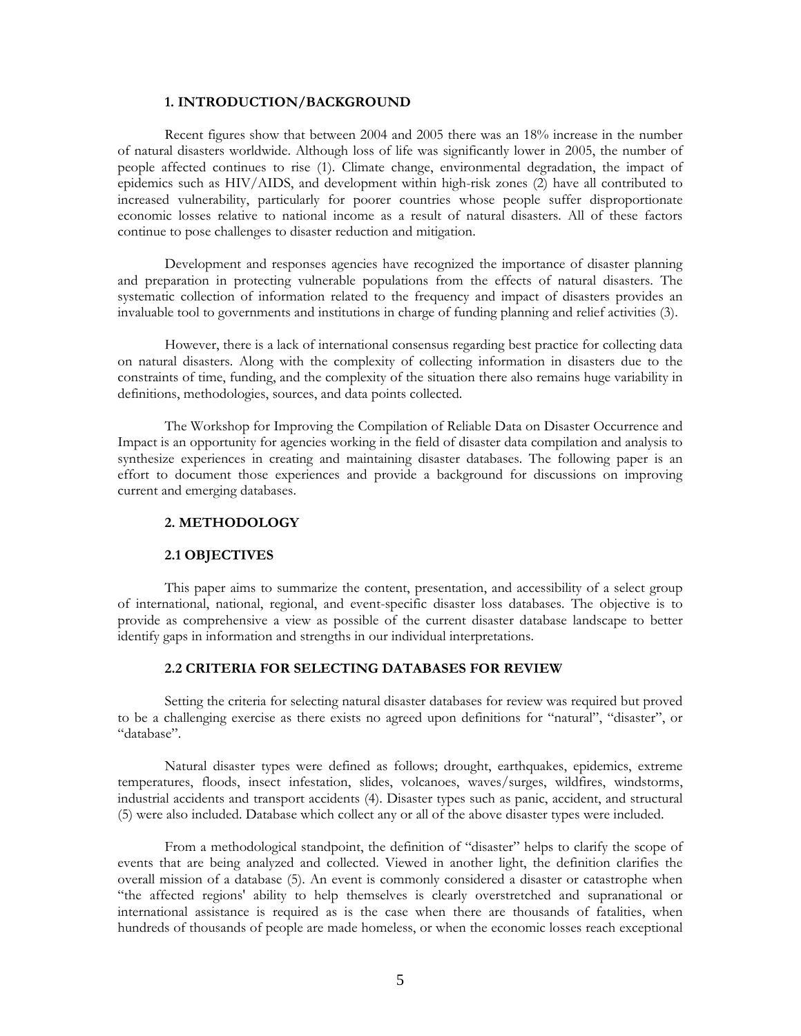## 1. INTRODUCTION/BACKGROUND

Recent figures show that between 2004 and 2005 there was an 18% increase in the number of natural disasters worldwide. Although loss of life was significantly lower in 2005, the number of people affected continues to rise (1). Climate change, environmental degradation, the impact of epidemics such as HIV/AIDS, and development within high-risk zones (2) have all contributed to increased vulnerability, particularly for poorer countries whose people suffer disproportionate economic losses relative to national income as a result of natural disasters. All of these factors continue to pose challenges to disaster reduction and mitigation.

Development and responses agencies have recognized the importance of disaster planning and preparation in protecting vulnerable populations from the effects of natural disasters. The systematic collection of information related to the frequency and impact of disasters provides an invaluable tool to governments and institutions in charge of funding planning and relief activities (3).

However, there is a lack of international consensus regarding best practice for collecting data on natural disasters. Along with the complexity of collecting information in disasters due to the constraints of time, funding, and the complexity of the situation there also remains huge variability in definitions, methodologies, sources, and data points collected.

The Workshop for Improving the Compilation of Reliable Data on Disaster Occurrence and Impact is an opportunity for agencies working in the field of disaster data compilation and analysis to synthesize experiences in creating and maintaining disaster databases. The following paper is an effort to document those experiences and provide a background for discussions on improving current and emerging databases.

## 2. METHODOLOGY

### 2.1 OBJECTIVES

This paper aims to summarize the content, presentation, and accessibility of a select group of international, national, regional, and event-specific disaster loss databases. The objective is to provide as comprehensive a view as possible of the current disaster database landscape to better identify gaps in information and strengths in our individual interpretations.

### 2.2 CRITERIA FOR SELECTING DATABASES FOR REVIEW

Setting the criteria for selecting natural disaster databases for review was required but proved to be a challenging exercise as there exists no agreed upon definitions for "natural", "disaster", or "database".

Natural disaster types were defined as follows; drought, earthquakes, epidemics, extreme temperatures, floods, insect infestation, slides, volcanoes, waves/surges, wildfires, windstorms, industrial accidents and transport accidents (4). Disaster types such as panic, accident, and structural (5) were also included. Database which collect any or all of the above disaster types were included.

From a methodological standpoint, the definition of "disaster" helps to clarify the scope of events that are being analyzed and collected. Viewed in another light, the definition clarifies the overall mission of a database (5). An event is commonly considered a disaster or catastrophe when "the affected regions' ability to help themselves is clearly overstretched and supranational or international assistance is required as is the case when there are thousands of fatalities, when hundreds of thousands of people are made homeless, or when the economic losses reach exceptional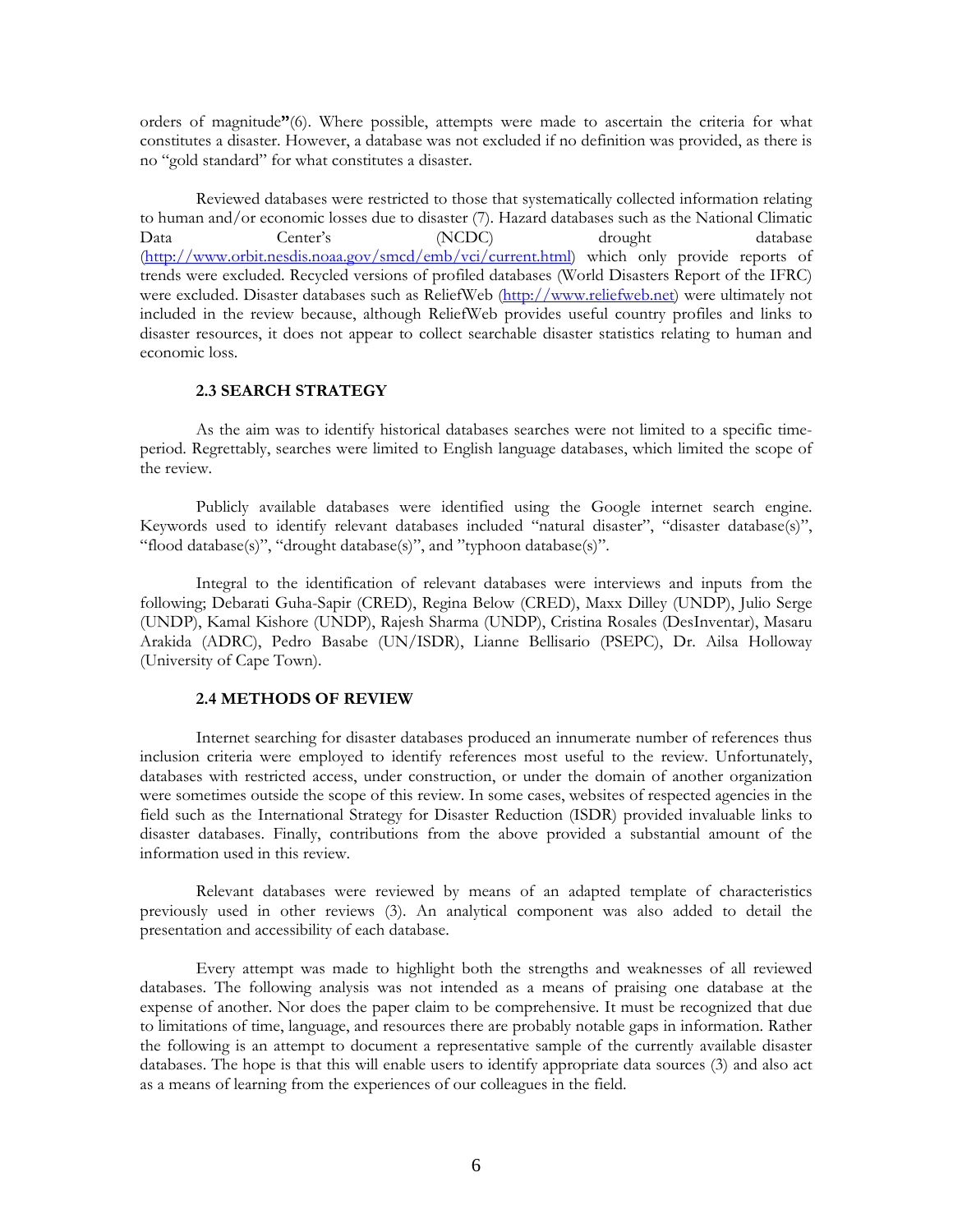orders of magnitude**"**(6). Where possible, attempts were made to ascertain the criteria for what constitutes a disaster. However, a database was not excluded if no definition was provided, as there is no "gold standard" for what constitutes a disaster.

Reviewed databases were restricted to those that systematically collected information relating to human and/or economic losses due to disaster (7). Hazard databases such as the National Climatic Data Center's (NCDC) drought database (http://www.orbit.nesdis.noaa.gov/smcd/emb/vci/current.html) which only provide reports of trends were excluded. Recycled versions of profiled databases (World Disasters Report of the IFRC) were excluded. Disaster databases such as ReliefWeb (http://www.reliefweb.net) were ultimately not included in the review because, although ReliefWeb provides useful country profiles and links to disaster resources, it does not appear to collect searchable disaster statistics relating to human and economic loss.

### 2.3 SEARCH STRATEGY

As the aim was to identify historical databases searches were not limited to a specific time-period. Regrettably, searches were limited to English language databases, which limited the scope of the review.

Publicly available databases were identified using the Google internet search engine. Keywords used to identify relevant databases included "natural disaster", "disaster database(s)", "flood database(s)", "drought database(s)", and "typhoon database(s)".

Integral to the identification of relevant databases were interviews and inputs from the following; Debarati Guha-Sapir (CRED), Regina Below (CRED), Maxx Dilley (UNDP), Julio Serge (UNDP), Kamal Kishore (UNDP), Rajesh Sharma (UNDP), Cristina Rosales (DesInventar), Masaru Arakida (ADRC), Pedro Basabe (UN/ISDR), Lianne Bellisario (PSEPC), Dr. Ailsa Holloway (University of Cape Town).

### 2.4 METHODS OF REVIEW

Internet searching for disaster databases produced an innumerate number of references thus inclusion criteria were employed to identify references most useful to the review. Unfortunately, databases with restricted access, under construction, or under the domain of another organization were sometimes outside the scope of this review. In some cases, websites of respected agencies in the field such as the International Strategy for Disaster Reduction (ISDR) provided invaluable links to disaster databases. Finally, contributions from the above provided a substantial amount of the information used in this review.

Relevant databases were reviewed by means of an adapted template of characteristics previously used in other reviews (3). An analytical component was also added to detail the presentation and accessibility of each database.

Every attempt was made to highlight both the strengths and weaknesses of all reviewed databases. The following analysis was not intended as a means of praising one database at the expense of another. Nor does the paper claim to be comprehensive. It must be recognized that due to limitations of time, language, and resources there are probably notable gaps in information. Rather the following is an attempt to document a representative sample of the currently available disaster databases. The hope is that this will enable users to identify appropriate data sources (3) and also act as a means of learning from the experiences of our colleagues in the field.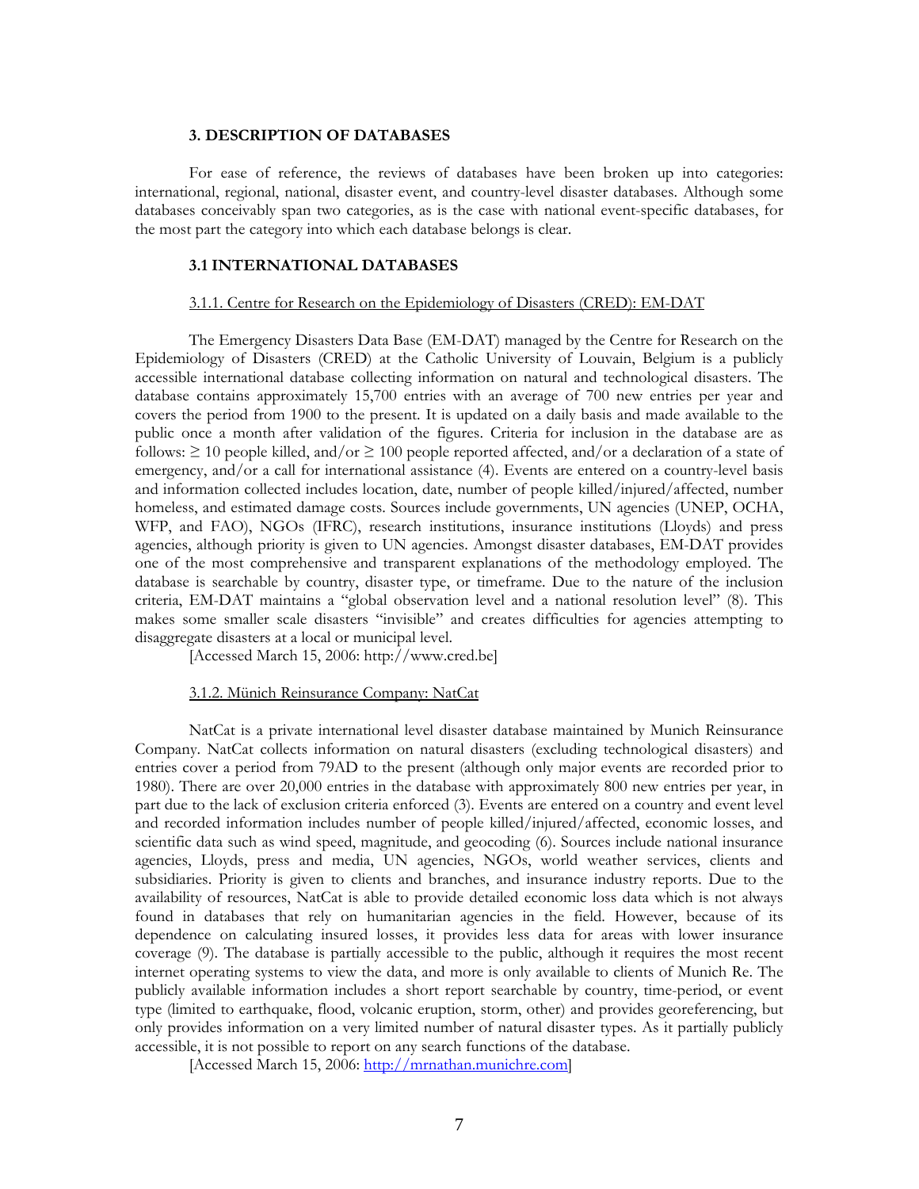## 3. DESCRIPTION OF DATABASES

For ease of reference, the reviews of databases have been broken up into categories: international, regional, national, disaster event, and country-level disaster databases. Although some databases conceivably span two categories, as is the case with national event-specific databases, for the most part the category into which each database belongs is clear.

### 3.1 INTERNATIONAL DATABASES

#### 3.1.1. Centre for Research on the Epidemiology of Disasters (CRED): EM-DAT

The Emergency Disasters Data Base (EM-DAT) managed by the Centre for Research on the Epidemiology of Disasters (CRED) at the Catholic University of Louvain, Belgium is a publicly accessible international database collecting information on natural and technological disasters. The database contains approximately 15,700 entries with an average of 700 new entries per year and covers the period from 1900 to the present. It is updated on a daily basis and made available to the public once a month after validation of the figures. Criteria for inclusion in the database are as follows: $\geq$ 10 people killed, and/or $\geq$ 100 people reported affected, and/or a declaration of a state of emergency, and/or a call for international assistance (4). Events are entered on a country-level basis and information collected includes location, date, number of people killed/injured/affected, number homeless, and estimated damage costs. Sources include governments, UN agencies (UNEP, OCHA, WFP, and FAO), NGOs (IFRC), research institutions, insurance institutions (Lloyds) and press agencies, although priority is given to UN agencies. Amongst disaster databases, EM-DAT provides one of the most comprehensive and transparent explanations of the methodology employed. The database is searchable by country, disaster type, or timeframe. Due to the nature of the inclusion criteria, EM-DAT maintains a "global observation level and a national resolution level" (8). This makes some smaller scale disasters "invisible" and creates difficulties for agencies attempting to disaggregate disasters at a local or municipal level.

[Accessed March 15, 2006: http://www.cred.be]

#### 3.1.2. Münich Reinsurance Company: NatCat

NatCat is a private international level disaster database maintained by Munich Reinsurance Company. NatCat collects information on natural disasters (excluding technological disasters) and entries cover a period from 79AD to the present (although only major events are recorded prior to 1980). There are over 20,000 entries in the database with approximately 800 new entries per year, in part due to the lack of exclusion criteria enforced (3). Events are entered on a country and event level and recorded information includes number of people killed/injured/affected, economic losses, and scientific data such as wind speed, magnitude, and geocoding (6). Sources include national insurance agencies, Lloyds, press and media, UN agencies, NGOs, world weather services, clients and subsidiaries. Priority is given to clients and branches, and insurance industry reports. Due to the availability of resources, NatCat is able to provide detailed economic loss data which is not always found in databases that rely on humanitarian agencies in the field. However, because of its dependence on calculating insured losses, it provides less data for areas with lower insurance coverage (9). The database is partially accessible to the public, although it requires the most recent internet operating systems to view the data, and more is only available to clients of Munich Re. The publicly available information includes a short report searchable by country, time-period, or event type (limited to earthquake, flood, volcanic eruption, storm, other) and provides georeferencing, but only provides information on a very limited number of natural disaster types. As it partially publicly accessible, it is not possible to report on any search functions of the database.

[Accessed March 15, 2006: http://mrnathan.munichre.com]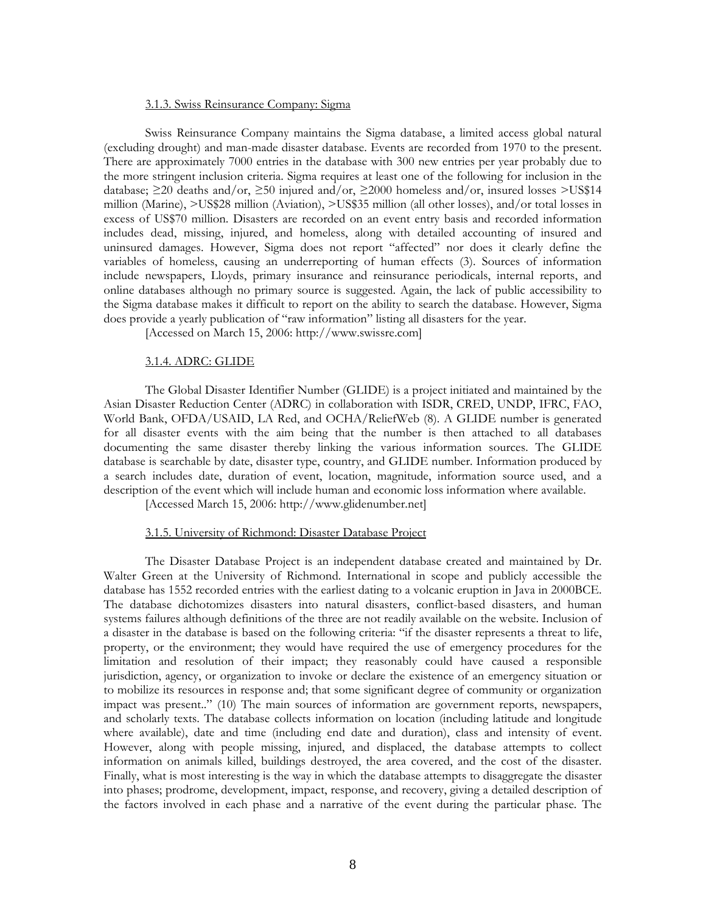#### 3.1.3. Swiss Reinsurance Company: Sigma

Swiss Reinsurance Company maintains the Sigma database, a limited access global natural (excluding drought) and man-made disaster database. Events are recorded from 1970 to the present. There are approximately 7000 entries in the database with 300 new entries per year probably due to the more stringent inclusion criteria. Sigma requires at least one of the following for inclusion in the database; ≥20 deaths and/or, ≥50 injured and/or, ≥2000 homeless and/or, insured losses >US$14 million (Marine), >US$28 million (Aviation), >US$35 million (all other losses), and/or total losses in excess of US$70 million. Disasters are recorded on an event entry basis and recorded information includes dead, missing, injured, and homeless, along with detailed accounting of insured and uninsured damages. However, Sigma does not report "affected" nor does it clearly define the variables of homeless, causing an underreporting of human effects (3). Sources of information include newspapers, Lloyds, primary insurance and reinsurance periodicals, internal reports, and online databases although no primary source is suggested. Again, the lack of public accessibility to the Sigma database makes it difficult to report on the ability to search the database. However, Sigma does provide a yearly publication of "raw information" listing all disasters for the year.

[Accessed on March 15, 2006: http://www.swissre.com]

#### 3.1.4. ADRC: GLIDE

The Global Disaster Identifier Number (GLIDE) is a project initiated and maintained by the Asian Disaster Reduction Center (ADRC) in collaboration with ISDR, CRED, UNDP, IFRC, FAO, World Bank, OFDA/USAID, LA Red, and OCHA/ReliefWeb (8). A GLIDE number is generated for all disaster events with the aim being that the number is then attached to all databases documenting the same disaster thereby linking the various information sources. The GLIDE database is searchable by date, disaster type, country, and GLIDE number. Information produced by a search includes date, duration of event, location, magnitude, information source used, and a description of the event which will include human and economic loss information where available.

[Accessed March 15, 2006: http://www.glidenumber.net]

#### 3.1.5. University of Richmond: Disaster Database Project

The Disaster Database Project is an independent database created and maintained by Dr. Walter Green at the University of Richmond. International in scope and publicly accessible the database has 1552 recorded entries with the earliest dating to a volcanic eruption in Java in 2000BCE. The database dichotomizes disasters into natural disasters, conflict-based disasters, and human systems failures although definitions of the three are not readily available on the website. Inclusion of a disaster in the database is based on the following criteria: "if the disaster represents a threat to life, property, or the environment; they would have required the use of emergency procedures for the limitation and resolution of their impact; they reasonably could have caused a responsible jurisdiction, agency, or organization to invoke or declare the existence of an emergency situation or to mobilize its resources in response and; that some significant degree of community or organization impact was present.." (10) The main sources of information are government reports, newspapers, and scholarly texts. The database collects information on location (including latitude and longitude where available), date and time (including end date and duration), class and intensity of event. However, along with people missing, injured, and displaced, the database attempts to collect information on animals killed, buildings destroyed, the area covered, and the cost of the disaster. Finally, what is most interesting is the way in which the database attempts to disaggregate the disaster into phases; prodrome, development, impact, response, and recovery, giving a detailed description of the factors involved in each phase and a narrative of the event during the particular phase. The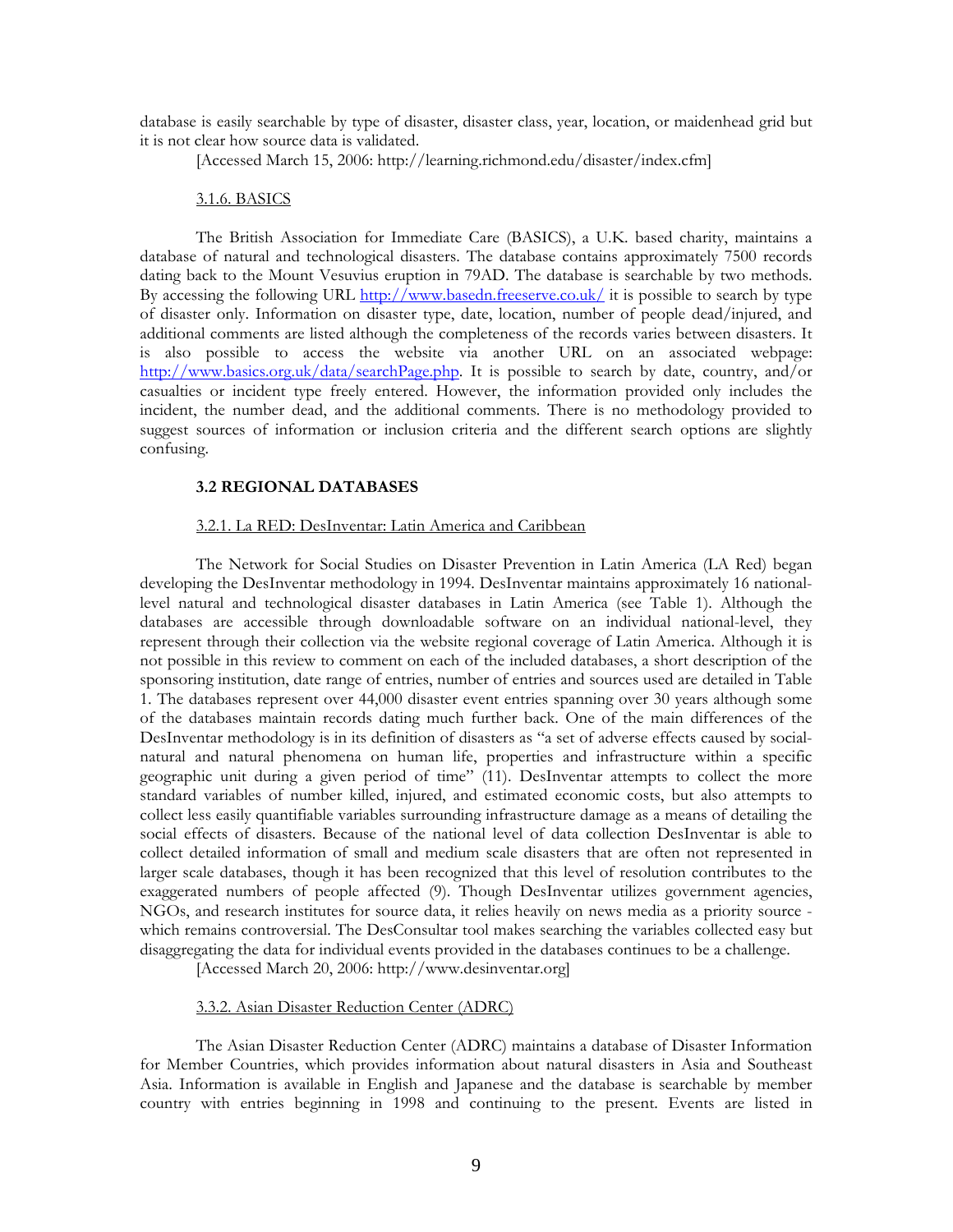database is easily searchable by type of disaster, disaster class, year, location, or maidenhead grid but it is not clear how source data is validated.

[Accessed March 15, 2006: http://learning.richmond.edu/disaster/index.cfm]

#### 3.1.6. BASICS

The British Association for Immediate Care (BASICS), a U.K. based charity, maintains a database of natural and technological disasters. The database contains approximately 7500 records dating back to the Mount Vesuvius eruption in 79AD. The database is searchable by two methods. By accessing the following URL http://www.basedn.freeserve.co.uk/ it is possible to search by type of disaster only. Information on disaster type, date, location, number of people dead/injured, and additional comments are listed although the completeness of the records varies between disasters. It is also possible to access the website via another URL on an associated webpage: http://www.basics.org.uk/data/searchPage.php. It is possible to search by date, country, and/or casualties or incident type freely entered. However, the information provided only includes the incident, the number dead, and the additional comments. There is no methodology provided to suggest sources of information or inclusion criteria and the different search options are slightly confusing.

### 3.2 REGIONAL DATABASES

#### 3.2.1. La RED: DesInventar: Latin America and Caribbean

The Network for Social Studies on Disaster Prevention in Latin America (LA Red) began developing the DesInventar methodology in 1994. DesInventar maintains approximately 16 national-level natural and technological disaster databases in Latin America (see Table 1). Although the databases are accessible through downloadable software on an individual national-level, they represent through their collection via the website regional coverage of Latin America. Although it is not possible in this review to comment on each of the included databases, a short description of the sponsoring institution, date range of entries, number of entries and sources used are detailed in Table 1. The databases represent over 44,000 disaster event entries spanning over 30 years although some of the databases maintain records dating much further back. One of the main differences of the DesInventar methodology is in its definition of disasters as "a set of adverse effects caused by social-natural and natural phenomena on human life, properties and infrastructure within a specific geographic unit during a given period of time" (11). DesInventar attempts to collect the more standard variables of number killed, injured, and estimated economic costs, but also attempts to collect less easily quantifiable variables surrounding infrastructure damage as a means of detailing the social effects of disasters. Because of the national level of data collection DesInventar is able to collect detailed information of small and medium scale disasters that are often not represented in larger scale databases, though it has been recognized that this level of resolution contributes to the exaggerated numbers of people affected (9). Though DesInventar utilizes government agencies, NGOs, and research institutes for source data, it relies heavily on news media as a priority source - which remains controversial. The DesConsultar tool makes searching the variables collected easy but disaggregating the data for individual events provided in the databases continues to be a challenge.

[Accessed March 20, 2006: http://www.desinventar.org]

#### 3.3.2. Asian Disaster Reduction Center (ADRC)

The Asian Disaster Reduction Center (ADRC) maintains a database of Disaster Information for Member Countries, which provides information about natural disasters in Asia and Southeast Asia. Information is available in English and Japanese and the database is searchable by member country with entries beginning in 1998 and continuing to the present. Events are listed in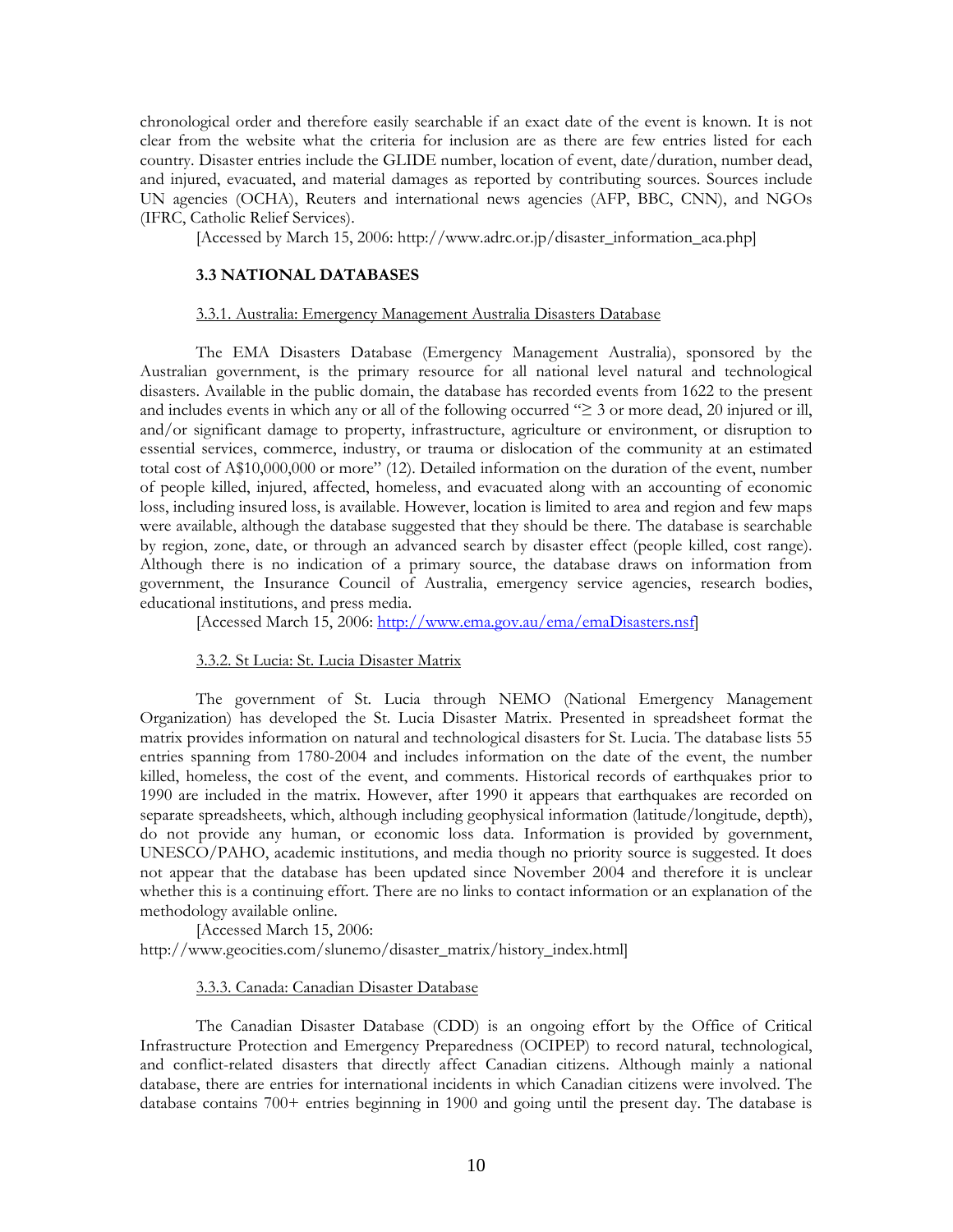chronological order and therefore easily searchable if an exact date of the event is known. It is not clear from the website what the criteria for inclusion are as there are few entries listed for each country. Disaster entries include the GLIDE number, location of event, date/duration, number dead, and injured, evacuated, and material damages as reported by contributing sources. Sources include UN agencies (OCHA), Reuters and international news agencies (AFP, BBC, CNN), and NGOs (IFRC, Catholic Relief Services).

[Accessed by March 15, 2006: http://www.adrc.or.jp/disaster_information_aca.php]

### 3.3 NATIONAL DATABASES

#### 3.3.1. Australia: Emergency Management Australia Disasters Database

The EMA Disasters Database (Emergency Management Australia), sponsored by the Australian government, is the primary resource for all national level natural and technological disasters. Available in the public domain, the database has recorded events from 1622 to the present and includes events in which any or all of the following occurred "≥ 3 or more dead, 20 injured or ill, and/or significant damage to property, infrastructure, agriculture or environment, or disruption to essential services, commerce, industry, or trauma or dislocation of the community at an estimated total cost of A$10,000,000 or more" (12). Detailed information on the duration of the event, number of people killed, injured, affected, homeless, and evacuated along with an accounting of economic loss, including insured loss, is available. However, location is limited to area and region and few maps were available, although the database suggested that they should be there. The database is searchable by region, zone, date, or through an advanced search by disaster effect (people killed, cost range). Although there is no indication of a primary source, the database draws on information from government, the Insurance Council of Australia, emergency service agencies, research bodies, educational institutions, and press media.

[Accessed March 15, 2006: http://www.ema.gov.au/ema/emaDisasters.nsf]

#### 3.3.2. St Lucia: St. Lucia Disaster Matrix

The government of St. Lucia through NEMO (National Emergency Management Organization) has developed the St. Lucia Disaster Matrix. Presented in spreadsheet format the matrix provides information on natural and technological disasters for St. Lucia. The database lists 55 entries spanning from 1780-2004 and includes information on the date of the event, the number killed, homeless, the cost of the event, and comments. Historical records of earthquakes prior to 1990 are included in the matrix. However, after 1990 it appears that earthquakes are recorded on separate spreadsheets, which, although including geophysical information (latitude/longitude, depth), do not provide any human, or economic loss data. Information is provided by government, UNESCO/PAHO, academic institutions, and media though no priority source is suggested. It does not appear that the database has been updated since November 2004 and therefore it is unclear whether this is a continuing effort. There are no links to contact information or an explanation of the methodology available online.

[Accessed March 15, 2006:
http://www.geocities.com/slunemo/disaster_matrix/history_index.html]

#### 3.3.3. Canada: Canadian Disaster Database

The Canadian Disaster Database (CDD) is an ongoing effort by the Office of Critical Infrastructure Protection and Emergency Preparedness (OCIPEP) to record natural, technological, and conflict-related disasters that directly affect Canadian citizens. Although mainly a national database, there are entries for international incidents in which Canadian citizens were involved. The database contains 700+ entries beginning in 1900 and going until the present day. The database is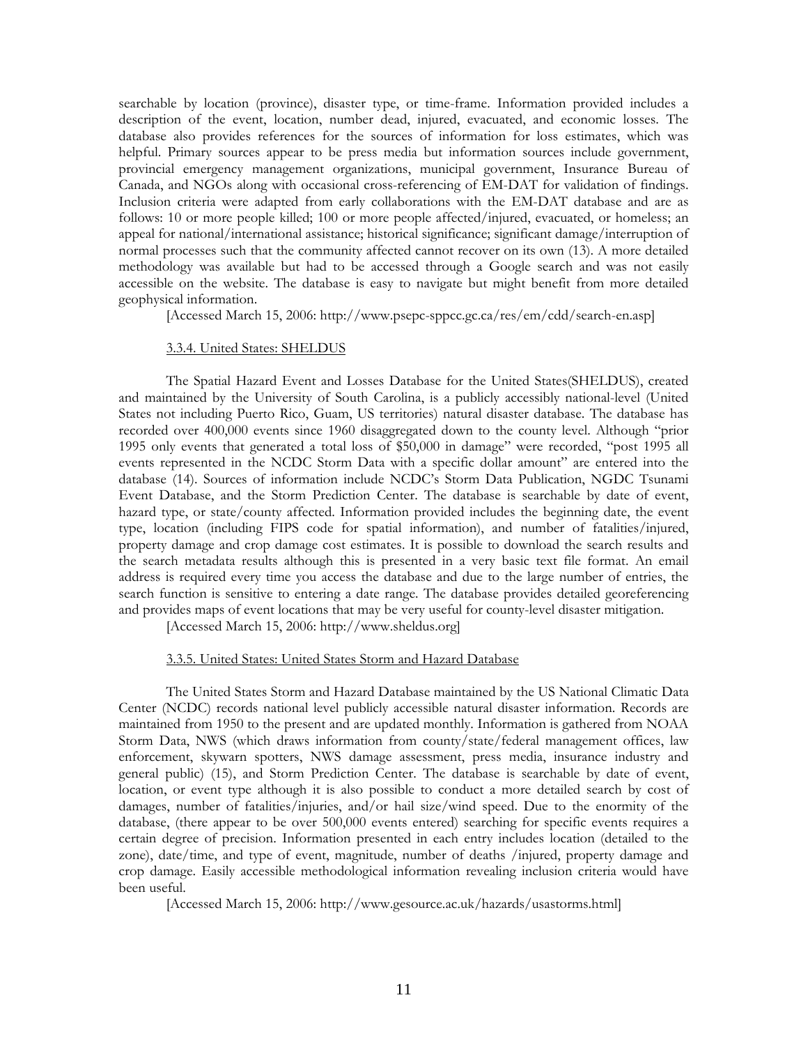searchable by location (province), disaster type, or time-frame. Information provided includes a description of the event, location, number dead, injured, evacuated, and economic losses. The database also provides references for the sources of information for loss estimates, which was helpful. Primary sources appear to be press media but information sources include government, provincial emergency management organizations, municipal government, Insurance Bureau of Canada, and NGOs along with occasional cross-referencing of EM-DAT for validation of findings. Inclusion criteria were adapted from early collaborations with the EM-DAT database and are as follows: 10 or more people killed; 100 or more people affected/injured, evacuated, or homeless; an appeal for national/international assistance; historical significance; significant damage/interruption of normal processes such that the community affected cannot recover on its own (13). A more detailed methodology was available but had to be accessed through a Google search and was not easily accessible on the website. The database is easy to navigate but might benefit from more detailed geophysical information.

[Accessed March 15, 2006: http://www.psepc-sppcc.gc.ca/res/em/cdd/search-en.asp]

#### 3.3.4. United States: SHELDUS

The Spatial Hazard Event and Losses Database for the United States(SHELDUS), created and maintained by the University of South Carolina, is a publicly accessibly national-level (United States not including Puerto Rico, Guam, US territories) natural disaster database. The database has recorded over 400,000 events since 1960 disaggregated down to the county level. Although "prior 1995 only events that generated a total loss of $50,000 in damage" were recorded, "post 1995 all events represented in the NCDC Storm Data with a specific dollar amount" are entered into the database (14). Sources of information include NCDC's Storm Data Publication, NGDC Tsunami Event Database, and the Storm Prediction Center. The database is searchable by date of event, hazard type, or state/county affected. Information provided includes the beginning date, the event type, location (including FIPS code for spatial information), and number of fatalities/injured, property damage and crop damage cost estimates. It is possible to download the search results and the search metadata results although this is presented in a very basic text file format. An email address is required every time you access the database and due to the large number of entries, the search function is sensitive to entering a date range. The database provides detailed georeferencing and provides maps of event locations that may be very useful for county-level disaster mitigation.

[Accessed March 15, 2006: http://www.sheldus.org]

#### 3.3.5. United States: United States Storm and Hazard Database

The United States Storm and Hazard Database maintained by the US National Climatic Data Center (NCDC) records national level publicly accessible natural disaster information. Records are maintained from 1950 to the present and are updated monthly. Information is gathered from NOAA Storm Data, NWS (which draws information from county/state/federal management offices, law enforcement, skywarn spotters, NWS damage assessment, press media, insurance industry and general public) (15), and Storm Prediction Center. The database is searchable by date of event, location, or event type although it is also possible to conduct a more detailed search by cost of damages, number of fatalities/injuries, and/or hail size/wind speed. Due to the enormity of the database, (there appear to be over 500,000 events entered) searching for specific events requires a certain degree of precision. Information presented in each entry includes location (detailed to the zone), date/time, and type of event, magnitude, number of deaths /injured, property damage and crop damage. Easily accessible methodological information revealing inclusion criteria would have been useful.

[Accessed March 15, 2006: http://www.gesource.ac.uk/hazards/usastorms.html]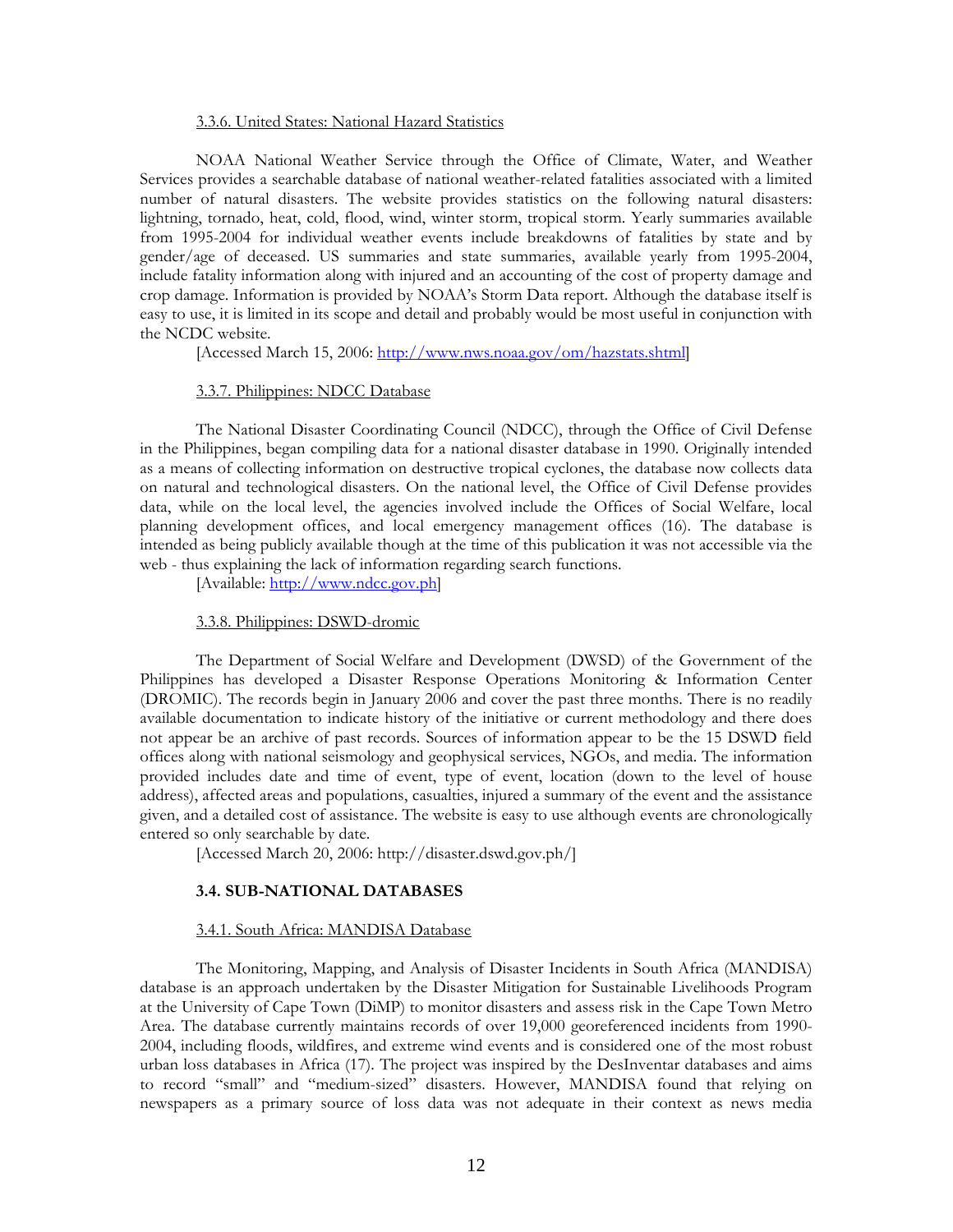### 3.3.6. United States: National Hazard Statistics

NOAA National Weather Service through the Office of Climate, Water, and Weather Services provides a searchable database of national weather-related fatalities associated with a limited number of natural disasters. The website provides statistics on the following natural disasters: lightning, tornado, heat, cold, flood, wind, winter storm, tropical storm. Yearly summaries available from 1995-2004 for individual weather events include breakdowns of fatalities by state and by gender/age of deceased. US summaries and state summaries, available yearly from 1995-2004, include fatality information along with injured and an accounting of the cost of property damage and crop damage. Information is provided by NOAA's Storm Data report. Although the database itself is easy to use, it is limited in its scope and detail and probably would be most useful in conjunction with the NCDC website.

[Accessed March 15, 2006: http://www.nws.noaa.gov/om/hazstats.shtml]

### 3.3.7. Philippines: NDCC Database

The National Disaster Coordinating Council (NDCC), through the Office of Civil Defense in the Philippines, began compiling data for a national disaster database in 1990. Originally intended as a means of collecting information on destructive tropical cyclones, the database now collects data on natural and technological disasters. On the national level, the Office of Civil Defense provides data, while on the local level, the agencies involved include the Offices of Social Welfare, local planning development offices, and local emergency management offices (16). The database is intended as being publicly available though at the time of this publication it was not accessible via the web - thus explaining the lack of information regarding search functions.

[Available: http://www.ndcc.gov.ph]

### 3.3.8. Philippines: DSWD-dromic

The Department of Social Welfare and Development (DWSD) of the Government of the Philippines has developed a Disaster Response Operations Monitoring & Information Center (DROMIC). The records begin in January 2006 and cover the past three months. There is no readily available documentation to indicate history of the initiative or current methodology and there does not appear be an archive of past records. Sources of information appear to be the 15 DSWD field offices along with national seismology and geophysical services, NGOs, and media. The information provided includes date and time of event, type of event, location (down to the level of house address), affected areas and populations, casualties, injured a summary of the event and the assistance given, and a detailed cost of assistance. The website is easy to use although events are chronologically entered so only searchable by date.

[Accessed March 20, 2006: http://disaster.dswd.gov.ph/]

## 3.4. SUB-NATIONAL DATABASES

### 3.4.1. South Africa: MANDISA Database

The Monitoring, Mapping, and Analysis of Disaster Incidents in South Africa (MANDISA) database is an approach undertaken by the Disaster Mitigation for Sustainable Livelihoods Program at the University of Cape Town (DiMP) to monitor disasters and assess risk in the Cape Town Metro Area. The database currently maintains records of over 19,000 georeferenced incidents from 1990-2004, including floods, wildfires, and extreme wind events and is considered one of the most robust urban loss databases in Africa (17). The project was inspired by the DesInventar databases and aims to record "small" and "medium-sized" disasters. However, MANDISA found that relying on newspapers as a primary source of loss data was not adequate in their context as news media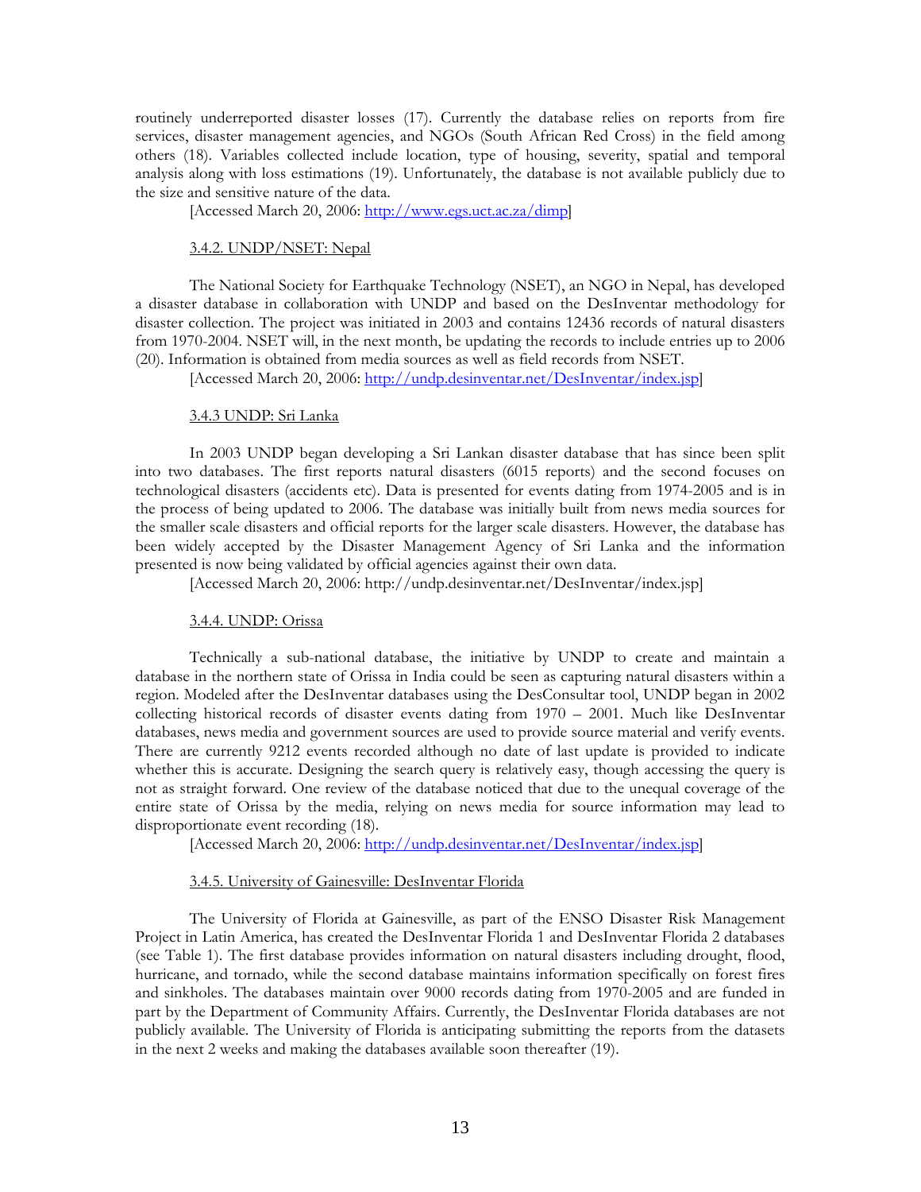routinely underreported disaster losses (17). Currently the database relies on reports from fire services, disaster management agencies, and NGOs (South African Red Cross) in the field among others (18). Variables collected include location, type of housing, severity, spatial and temporal analysis along with loss estimations (19). Unfortunately, the database is not available publicly due to the size and sensitive nature of the data.

[Accessed March 20, 2006: http://www.egs.uct.ac.za/dimp]

### 3.4.2. UNDP/NSET: Nepal

The National Society for Earthquake Technology (NSET), an NGO in Nepal, has developed a disaster database in collaboration with UNDP and based on the DesInventar methodology for disaster collection. The project was initiated in 2003 and contains 12436 records of natural disasters from 1970-2004. NSET will, in the next month, be updating the records to include entries up to 2006 (20). Information is obtained from media sources as well as field records from NSET.

[Accessed March 20, 2006: http://undp.desinventar.net/DesInventar/index.jsp]

### 3.4.3 UNDP: Sri Lanka

In 2003 UNDP began developing a Sri Lankan disaster database that has since been split into two databases. The first reports natural disasters (6015 reports) and the second focuses on technological disasters (accidents etc). Data is presented for events dating from 1974-2005 and is in the process of being updated to 2006. The database was initially built from news media sources for the smaller scale disasters and official reports for the larger scale disasters. However, the database has been widely accepted by the Disaster Management Agency of Sri Lanka and the information presented is now being validated by official agencies against their own data.

[Accessed March 20, 2006: http://undp.desinventar.net/DesInventar/index.jsp]

### 3.4.4. UNDP: Orissa

Technically a sub-national database, the initiative by UNDP to create and maintain a database in the northern state of Orissa in India could be seen as capturing natural disasters within a region. Modeled after the DesInventar databases using the DesConsultar tool, UNDP began in 2002 collecting historical records of disaster events dating from 1970 – 2001. Much like DesInventar databases, news media and government sources are used to provide source material and verify events. There are currently 9212 events recorded although no date of last update is provided to indicate whether this is accurate. Designing the search query is relatively easy, though accessing the query is not as straight forward. One review of the database noticed that due to the unequal coverage of the entire state of Orissa by the media, relying on news media for source information may lead to disproportionate event recording (18).

[Accessed March 20, 2006: http://undp.desinventar.net/DesInventar/index.jsp]

### 3.4.5. University of Gainesville: DesInventar Florida

The University of Florida at Gainesville, as part of the ENSO Disaster Risk Management Project in Latin America, has created the DesInventar Florida 1 and DesInventar Florida 2 databases (see Table 1). The first database provides information on natural disasters including drought, flood, hurricane, and tornado, while the second database maintains information specifically on forest fires and sinkholes. The databases maintain over 9000 records dating from 1970-2005 and are funded in part by the Department of Community Affairs. Currently, the DesInventar Florida databases are not publicly available. The University of Florida is anticipating submitting the reports from the datasets in the next 2 weeks and making the databases available soon thereafter (19).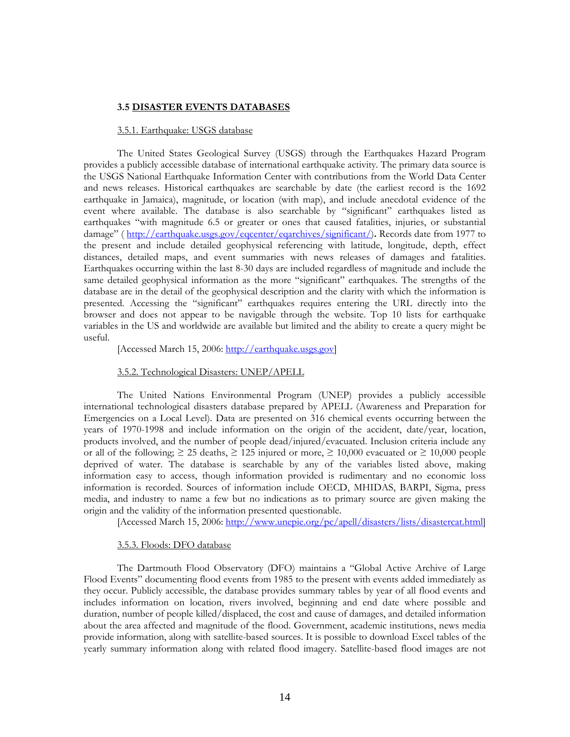### 3.5 DISASTER EVENTS DATABASES

#### 3.5.1. Earthquake: USGS database

The United States Geological Survey (USGS) through the Earthquakes Hazard Program provides a publicly accessible database of international earthquake activity. The primary data source is the USGS National Earthquake Information Center with contributions from the World Data Center and news releases. Historical earthquakes are searchable by date (the earliest record is the 1692 earthquake in Jamaica), magnitude, or location (with map), and include anecdotal evidence of the event where available. The database is also searchable by "significant" earthquakes listed as earthquakes "with magnitude 6.5 or greater or ones that caused fatalities, injuries, or substantial damage" ( http://earthquake.usgs.gov/eqcenter/eqarchives/significant/). Records date from 1977 to the present and include detailed geophysical referencing with latitude, longitude, depth, effect distances, detailed maps, and event summaries with news releases of damages and fatalities. Earthquakes occurring within the last 8-30 days are included regardless of magnitude and include the same detailed geophysical information as the more "significant" earthquakes. The strengths of the database are in the detail of the geophysical description and the clarity with which the information is presented. Accessing the "significant" earthquakes requires entering the URL directly into the browser and does not appear to be navigable through the website. Top 10 lists for earthquake variables in the US and worldwide are available but limited and the ability to create a query might be useful.

[Accessed March 15, 2006: http://earthquake.usgs.gov]

#### 3.5.2. Technological Disasters: UNEP/APELL

The United Nations Environmental Program (UNEP) provides a publicly accessible international technological disasters database prepared by APELL (Awareness and Preparation for Emergencies on a Local Level). Data are presented on 316 chemical events occurring between the years of 1970-1998 and include information on the origin of the accident, date/year, location, products involved, and the number of people dead/injured/evacuated. Inclusion criteria include any or all of the following; ≥ 25 deaths, ≥ 125 injured or more, ≥ 10,000 evacuated or ≥ 10,000 people deprived of water. The database is searchable by any of the variables listed above, making information easy to access, though information provided is rudimentary and no economic loss information is recorded. Sources of information include OECD, MHIDAS, BARPI, Sigma, press media, and industry to name a few but no indications as to primary source are given making the origin and the validity of the information presented questionable.

[Accessed March 15, 2006: http://www.unepie.org/pc/apell/disasters/lists/disastercat.html]

#### 3.5.3. Floods: DFO database

The Dartmouth Flood Observatory (DFO) maintains a "Global Active Archive of Large Flood Events" documenting flood events from 1985 to the present with events added immediately as they occur. Publicly accessible, the database provides summary tables by year of all flood events and includes information on location, rivers involved, beginning and end date where possible and duration, number of people killed/displaced, the cost and cause of damages, and detailed information about the area affected and magnitude of the flood. Government, academic institutions, news media provide information, along with satellite-based sources. It is possible to download Excel tables of the yearly summary information along with related flood imagery. Satellite-based flood images are not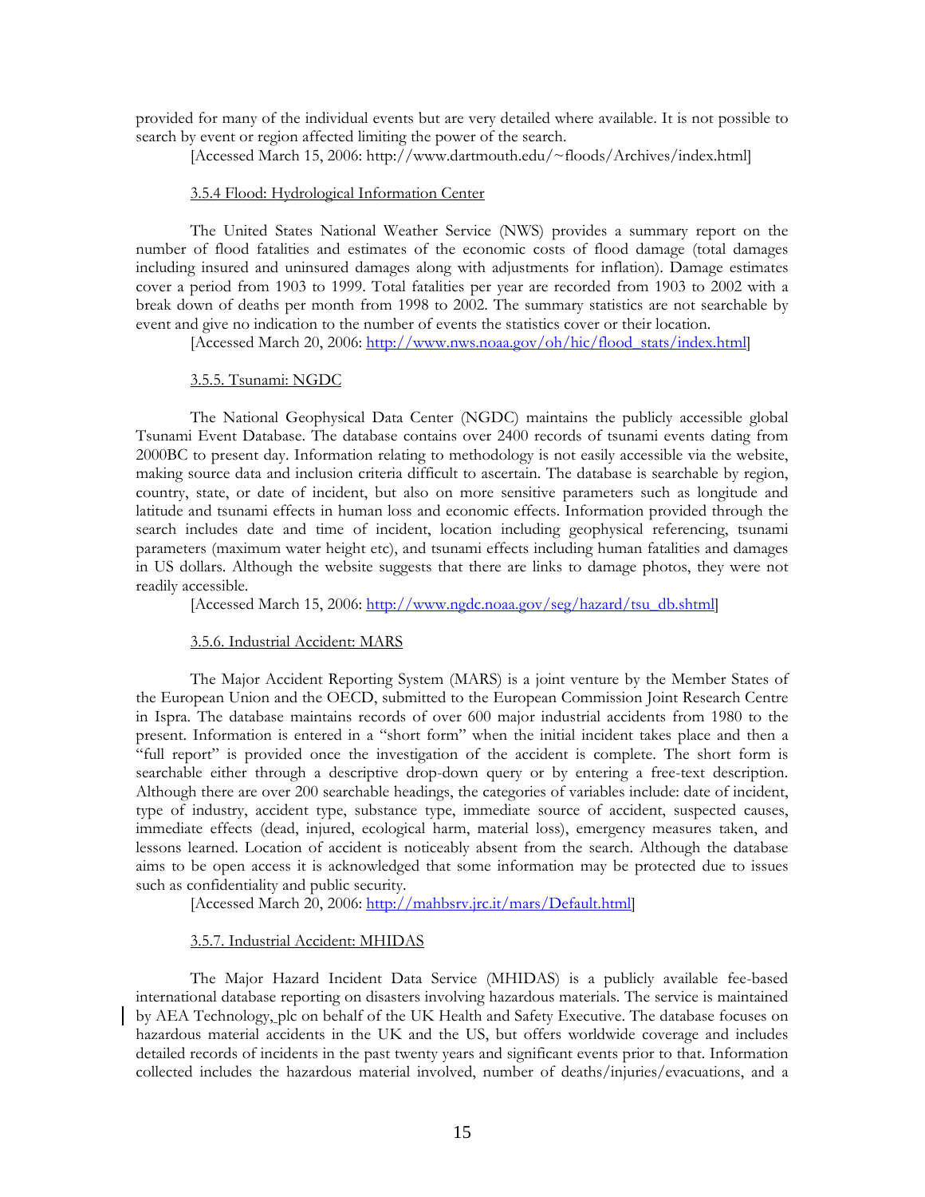provided for many of the individual events but are very detailed where available. It is not possible to search by event or region affected limiting the power of the search.

[Accessed March 15, 2006: http://www.dartmouth.edu/~floods/Archives/index.html]

#### 3.5.4 Flood: Hydrological Information Center

The United States National Weather Service (NWS) provides a summary report on the number of flood fatalities and estimates of the economic costs of flood damage (total damages including insured and uninsured damages along with adjustments for inflation). Damage estimates cover a period from 1903 to 1999. Total fatalities per year are recorded from 1903 to 2002 with a break down of deaths per month from 1998 to 2002. The summary statistics are not searchable by event and give no indication to the number of events the statistics cover or their location.

[Accessed March 20, 2006: http://www.nws.noaa.gov/oh/hic/flood_stats/index.html]

#### 3.5.5. Tsunami: NGDC

The National Geophysical Data Center (NGDC) maintains the publicly accessible global Tsunami Event Database. The database contains over 2400 records of tsunami events dating from 2000BC to present day. Information relating to methodology is not easily accessible via the website, making source data and inclusion criteria difficult to ascertain. The database is searchable by region, country, state, or date of incident, but also on more sensitive parameters such as longitude and latitude and tsunami effects in human loss and economic effects. Information provided through the search includes date and time of incident, location including geophysical referencing, tsunami parameters (maximum water height etc), and tsunami effects including human fatalities and damages in US dollars. Although the website suggests that there are links to damage photos, they were not readily accessible.

[Accessed March 15, 2006: http://www.ngdc.noaa.gov/seg/hazard/tsu_db.shtml]

#### 3.5.6. Industrial Accident: MARS

The Major Accident Reporting System (MARS) is a joint venture by the Member States of the European Union and the OECD, submitted to the European Commission Joint Research Centre in Ispra. The database maintains records of over 600 major industrial accidents from 1980 to the present. Information is entered in a "short form" when the initial incident takes place and then a "full report" is provided once the investigation of the accident is complete. The short form is searchable either through a descriptive drop-down query or by entering a free-text description. Although there are over 200 searchable headings, the categories of variables include: date of incident, type of industry, accident type, substance type, immediate source of accident, suspected causes, immediate effects (dead, injured, ecological harm, material loss), emergency measures taken, and lessons learned. Location of accident is noticeably absent from the search. Although the database aims to be open access it is acknowledged that some information may be protected due to issues such as confidentiality and public security.

[Accessed March 20, 2006: http://mahbsrv.jrc.it/mars/Default.html]

#### 3.5.7. Industrial Accident: MHIDAS

The Major Hazard Incident Data Service (MHIDAS) is a publicly available fee-based international database reporting on disasters involving hazardous materials. The service is maintained by AEA Technology, plc on behalf of the UK Health and Safety Executive. The database focuses on hazardous material accidents in the UK and the US, but offers worldwide coverage and includes detailed records of incidents in the past twenty years and significant events prior to that. Information collected includes the hazardous material involved, number of deaths/injuries/evacuations, and a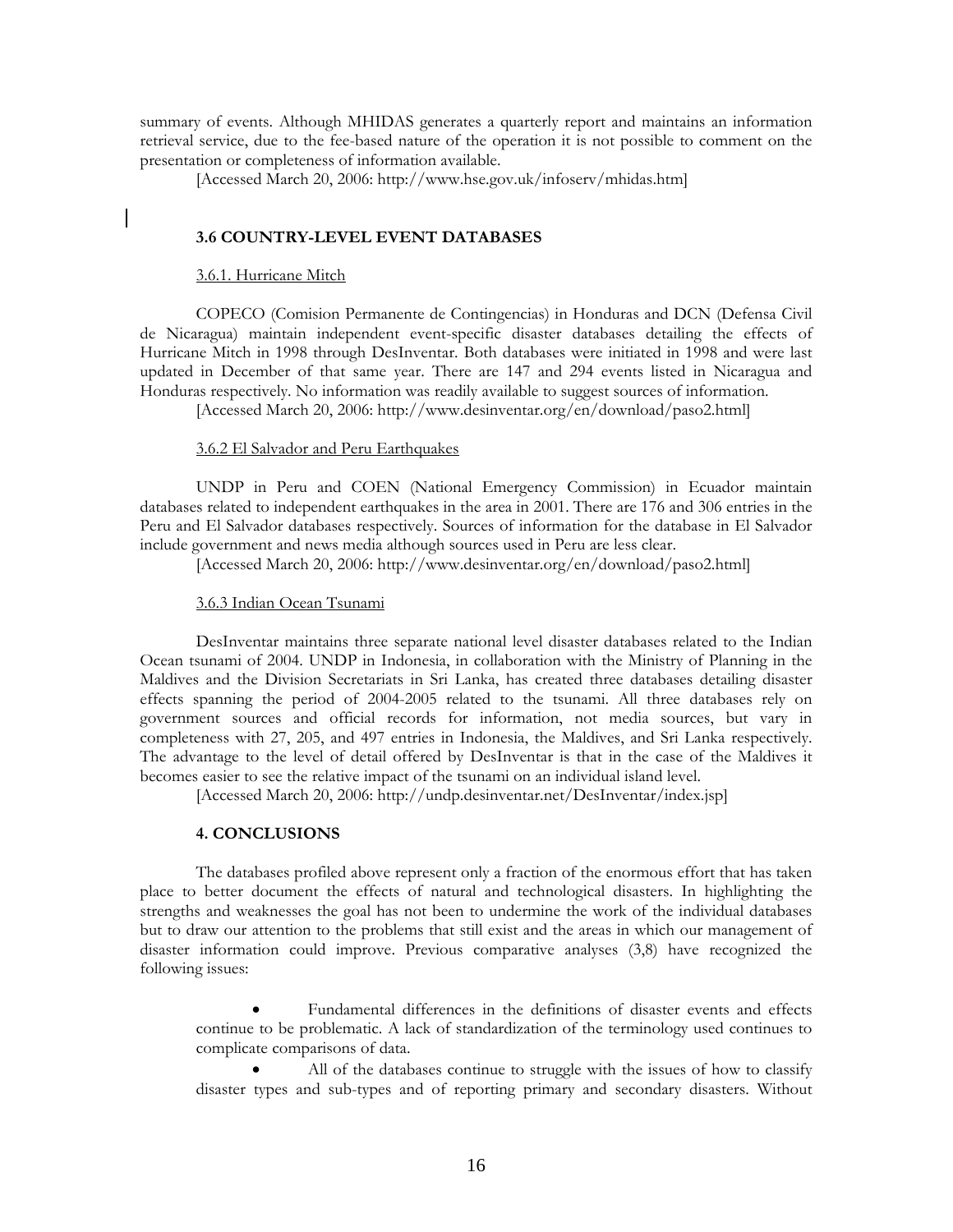summary of events. Although MHIDAS generates a quarterly report and maintains an information retrieval service, due to the fee-based nature of the operation it is not possible to comment on the presentation or completeness of information available.

[Accessed March 20, 2006: http://www.hse.gov.uk/infoserv/mhidas.htm]

### 3.6 COUNTRY-LEVEL EVENT DATABASES

#### 3.6.1. Hurricane Mitch

COPECO (Comision Permanente de Contingencias) in Honduras and DCN (Defensa Civil de Nicaragua) maintain independent event-specific disaster databases detailing the effects of Hurricane Mitch in 1998 through DesInventar. Both databases were initiated in 1998 and were last updated in December of that same year. There are 147 and 294 events listed in Nicaragua and Honduras respectively. No information was readily available to suggest sources of information.

[Accessed March 20, 2006: http://www.desinventar.org/en/download/paso2.html]

#### 3.6.2 El Salvador and Peru Earthquakes

UNDP in Peru and COEN (National Emergency Commission) in Ecuador maintain databases related to independent earthquakes in the area in 2001. There are 176 and 306 entries in the Peru and El Salvador databases respectively. Sources of information for the database in El Salvador include government and news media although sources used in Peru are less clear.

[Accessed March 20, 2006: http://www.desinventar.org/en/download/paso2.html]

#### 3.6.3 Indian Ocean Tsunami

DesInventar maintains three separate national level disaster databases related to the Indian Ocean tsunami of 2004. UNDP in Indonesia, in collaboration with the Ministry of Planning in the Maldives and the Division Secretariats in Sri Lanka, has created three databases detailing disaster effects spanning the period of 2004-2005 related to the tsunami. All three databases rely on government sources and official records for information, not media sources, but vary in completeness with 27, 205, and 497 entries in Indonesia, the Maldives, and Sri Lanka respectively. The advantage to the level of detail offered by DesInventar is that in the case of the Maldives it becomes easier to see the relative impact of the tsunami on an individual island level.

[Accessed March 20, 2006: http://undp.desinventar.net/DesInventar/index.jsp]

## 4. CONCLUSIONS

The databases profiled above represent only a fraction of the enormous effort that has taken place to better document the effects of natural and technological disasters. In highlighting the strengths and weaknesses the goal has not been to undermine the work of the individual databases but to draw our attention to the problems that still exist and the areas in which our management of disaster information could improve. Previous comparative analyses (3,8) have recognized the following issues:

- Fundamental differences in the definitions of disaster events and effects continue to be problematic. A lack of standardization of the terminology used continues to complicate comparisons of data.
- All of the databases continue to struggle with the issues of how to classify disaster types and sub-types and of reporting primary and secondary disasters. Without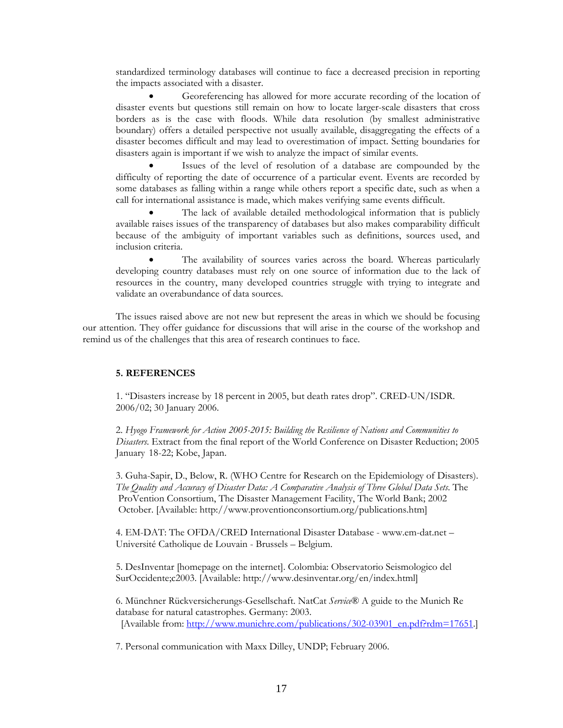standardized terminology databases will continue to face a decreased precision in reporting the impacts associated with a disaster.

- Georeferencing has allowed for more accurate recording of the location of disaster events but questions still remain on how to locate larger-scale disasters that cross borders as is the case with floods. While data resolution (by smallest administrative boundary) offers a detailed perspective not usually available, disaggregating the effects of a disaster becomes difficult and may lead to overestimation of impact. Setting boundaries for disasters again is important if we wish to analyze the impact of similar events.
- Issues of the level of resolution of a database are compounded by the difficulty of reporting the date of occurrence of a particular event. Events are recorded by some databases as falling within a range while others report a specific date, such as when a call for international assistance is made, which makes verifying same events difficult.
- The lack of available detailed methodological information that is publicly available raises issues of the transparency of databases but also makes comparability difficult because of the ambiguity of important variables such as definitions, sources used, and inclusion criteria.
- The availability of sources varies across the board. Whereas particularly developing country databases must rely on one source of information due to the lack of resources in the country, many developed countries struggle with trying to integrate and validate an overabundance of data sources.

The issues raised above are not new but represent the areas in which we should be focusing our attention. They offer guidance for discussions that will arise in the course of the workshop and remind us of the challenges that this area of research continues to face.

## 5. REFERENCES

1. "Disasters increase by 18 percent in 2005, but death rates drop". CRED-UN/ISDR. 2006/02; 30 January 2006.

2. *Hyogo Framework for Action 2005-2015: Building the Resilience of Nations and Communities to Disasters*. Extract from the final report of the World Conference on Disaster Reduction; 2005 January 18-22; Kobe, Japan.

3. Guha-Sapir, D., Below, R. (WHO Centre for Research on the Epidemiology of Disasters). *The Quality and Accuracy of Disaster Data: A Comparative Analysis of Three Global Data Sets*. The ProVention Consortium, The Disaster Management Facility, The World Bank; 2002 October. [Available: http://www.proventionconsortium.org/publications.htm]

4. EM-DAT: The OFDA/CRED International Disaster Database - www.em-dat.net – Université Catholique de Louvain - Brussels – Belgium.

5. DesInventar [homepage on the internet]. Colombia: Observatorio Seismologico del SurOccidente;c2003. [Available: http://www.desinventar.org/en/index.html]

6. Münchner Rückversicherungs-Gesellschaft. NatCat *Service*® A guide to the Munich Re database for natural catastrophes. Germany: 2003. [Available from: http://www.munichre.com/publications/302-03901_en.pdf?rdm=17651.]

7. Personal communication with Maxx Dilley, UNDP; February 2006.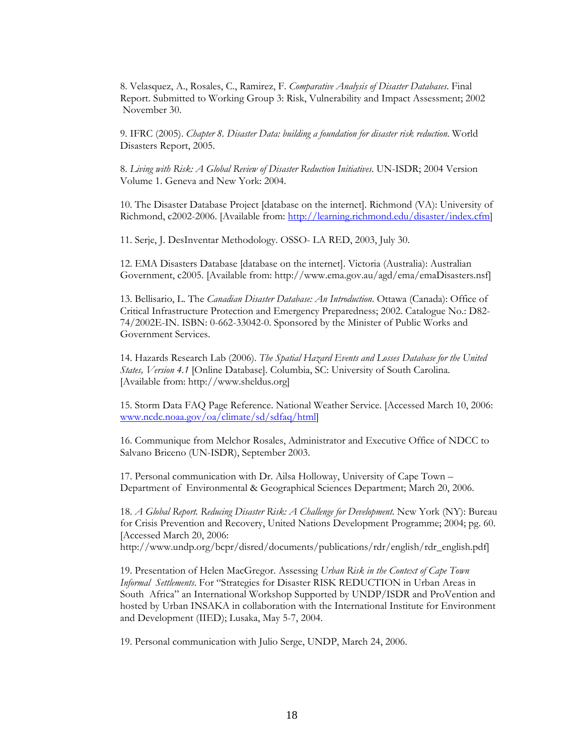8. Velasquez, A., Rosales, C., Ramirez, F. *Comparative Analysis of Disaster Databases*. Final Report. Submitted to Working Group 3: Risk, Vulnerability and Impact Assessment; 2002 November 30.

9. IFRC (2005). *Chapter 8. Disaster Data: building a foundation for disaster risk reduction*. World Disasters Report, 2005.

8. *Living with Risk: A Global Review of Disaster Reduction Initiatives*. UN-ISDR; 2004 Version Volume 1. Geneva and New York: 2004.

10. The Disaster Database Project [database on the internet]. Richmond (VA): University of Richmond, c2002-2006. [Available from: http://learning.richmond.edu/disaster/index.cfm]

11. Serje, J. DesInventar Methodology. OSSO- LA RED, 2003, July 30.

12. EMA Disasters Database [database on the internet]. Victoria (Australia): Australian Government, c2005. [Available from: http://www.ema.gov.au/agd/ema/emaDisasters.nsf]

13. Bellisario, L. The *Canadian Disaster Database: An Introduction*. Ottawa (Canada): Office of Critical Infrastructure Protection and Emergency Preparedness; 2002. Catalogue No.: D82-74/2002E-IN. ISBN: 0-662-33042-0. Sponsored by the Minister of Public Works and Government Services.

14. Hazards Research Lab (2006). *The Spatial Hazard Events and Losses Database for the United States, Version 4.1* [Online Database]. Columbia, SC: University of South Carolina. [Available from: http://www.sheldus.org]

15. Storm Data FAQ Page Reference. National Weather Service. [Accessed March 10, 2006: www.ncdc.noaa.gov/oa/climate/sd/sdfaq/html]

16. Communique from Melchor Rosales, Administrator and Executive Office of NDCC to Salvano Briceno (UN-ISDR), September 2003.

17. Personal communication with Dr. Ailsa Holloway, University of Cape Town – Department of Environmental & Geographical Sciences Department; March 20, 2006.

18. *A Global Report. Reducing Disaster Risk: A Challenge for Development*. New York (NY): Bureau for Crisis Prevention and Recovery, United Nations Development Programme; 2004; pg. 60. [Accessed March 20, 2006: http://www.undp.org/bcpr/disred/documents/publications/rdr/english/rdr_english.pdf]

19. Presentation of Helen MacGregor. Assessing *Urban Risk in the Context of Cape Town Informal Settlements*. For "Strategies for Disaster RISK REDUCTION in Urban Areas in South Africa" an International Workshop Supported by UNDP/ISDR and ProVention and hosted by Urban INSAKA in collaboration with the International Institute for Environment and Development (IIED); Lusaka, May 5-7, 2004.

19. Personal communication with Julio Serge, UNDP, March 24, 2006.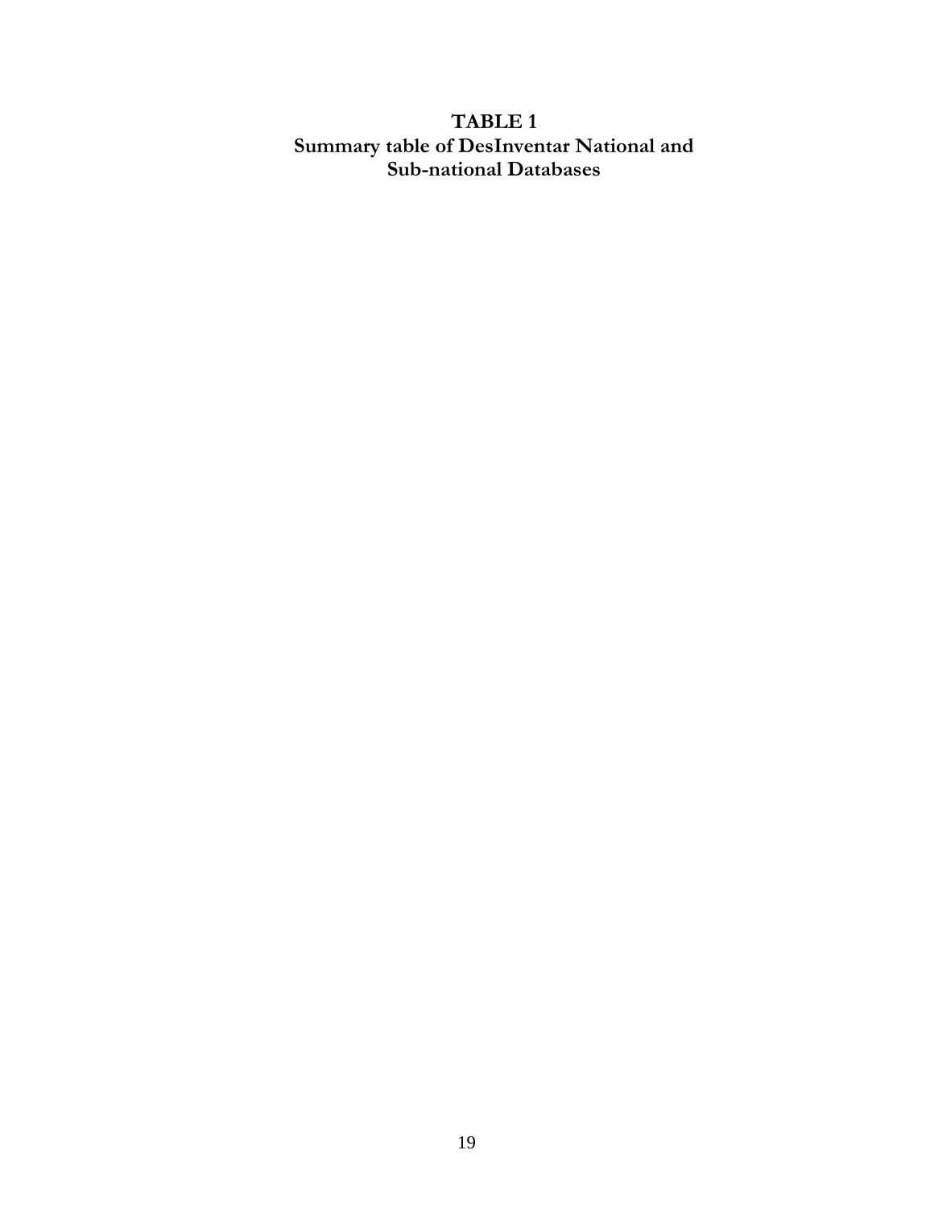# TABLE 1
## Summary table of DesInventar National and Sub-national Databases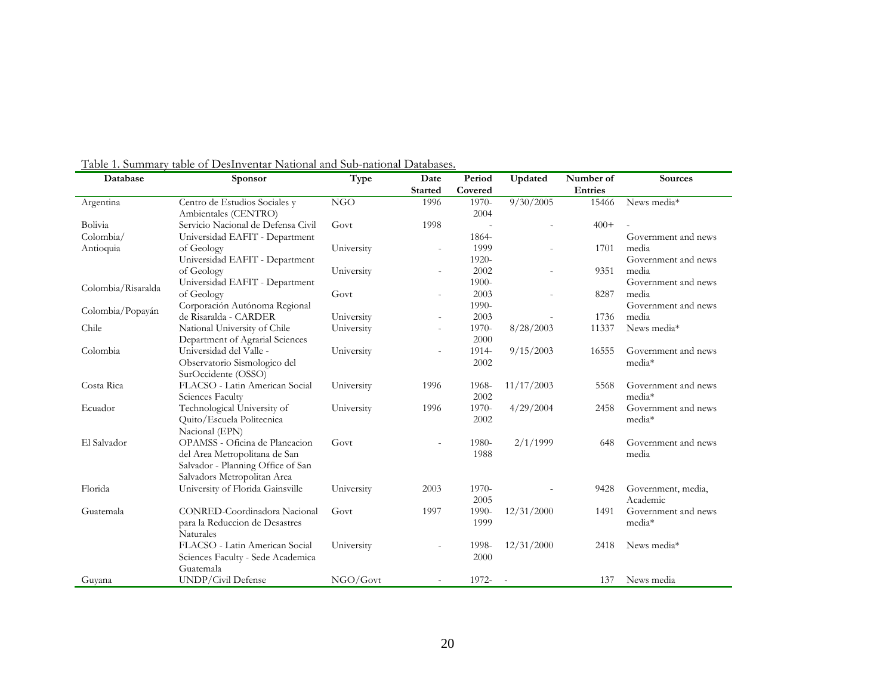Table 1. Summary table of DesInventar National and Sub-national Databases.

| Database | Sponsor | Type | Date Started | Period Covered | Updated | Number of Entries | Sources |
|---|---|---|---|---|---|---|---|
| Argentina | Centro de Estudios Sociales y Ambientales (CENTRO) | NGO | 1996 | 1970-2004 | 9/30/2005 | 15466 | News media* |
| Bolivia | Servicio Nacional de Defensa Civil | Govt | 1998 | - | - | 400+ | - |
| Colombia/ Antioquia | Universidad EAFIT - Department of Geology | University | - | 1864-1999 | - | 1701 | Government and news media |
| | Universidad EAFIT - Department of Geology | University | - | 1920-2002 | - | 9351 | Government and news media |
| Colombia/Risaralda | Universidad EAFIT - Department of Geology | Govt | - | 1900-2003 | - | 8287 | Government and news media |
| Colombia/Popayán | Corporación Autónoma Regional de Risaralda - CARDER | University | - | 1990-2003 | - | 1736 | Government and news media |
| Chile | National University of Chile Department of Agrarial Sciences | University | - | 1970-2000 | 8/28/2003 | 11337 | News media* |
| Colombia | Universidad del Valle - Observatorio Sismologico del SurOccidente (OSSO) | University | - | 1914-2002 | 9/15/2003 | 16555 | Government and news media* |
| Costa Rica | FLACSO - Latin American Social Sciences Faculty | University | 1996 | 1968-2002 | 11/17/2003 | 5568 | Government and news media* |
| Ecuador | Technological University of Quito/Escuela Politecnica Nacional (EPN) | University | 1996 | 1970-2002 | 4/29/2004 | 2458 | Government and news media* |
| El Salvador | OPAMSS - Oficina de Planeacion del Area Metropolitana de San Salvador - Planning Office of San Salvadors Metropolitan Area | Govt | - | 1980-1988 | 2/1/1999 | 648 | Government and news media |
| Florida | University of Florida Gainsville | University | 2003 | 1970-2005 | - | 9428 | Government, media, Academic |
| Guatemala | CONRED-Coordinadora Nacional para la Reduccion de Desastres Naturales | Govt | 1997 | 1990-1999 | 12/31/2000 | 1491 | Government and news media* |
| | FLACSO - Latin American Social Sciences Faculty - Sede Academica Guatemala | University | - | 1998-2000 | 12/31/2000 | 2418 | News media* |
| Guyana | UNDP/Civil Defense | NGO/Govt | - | 1972- | - | 137 | News media |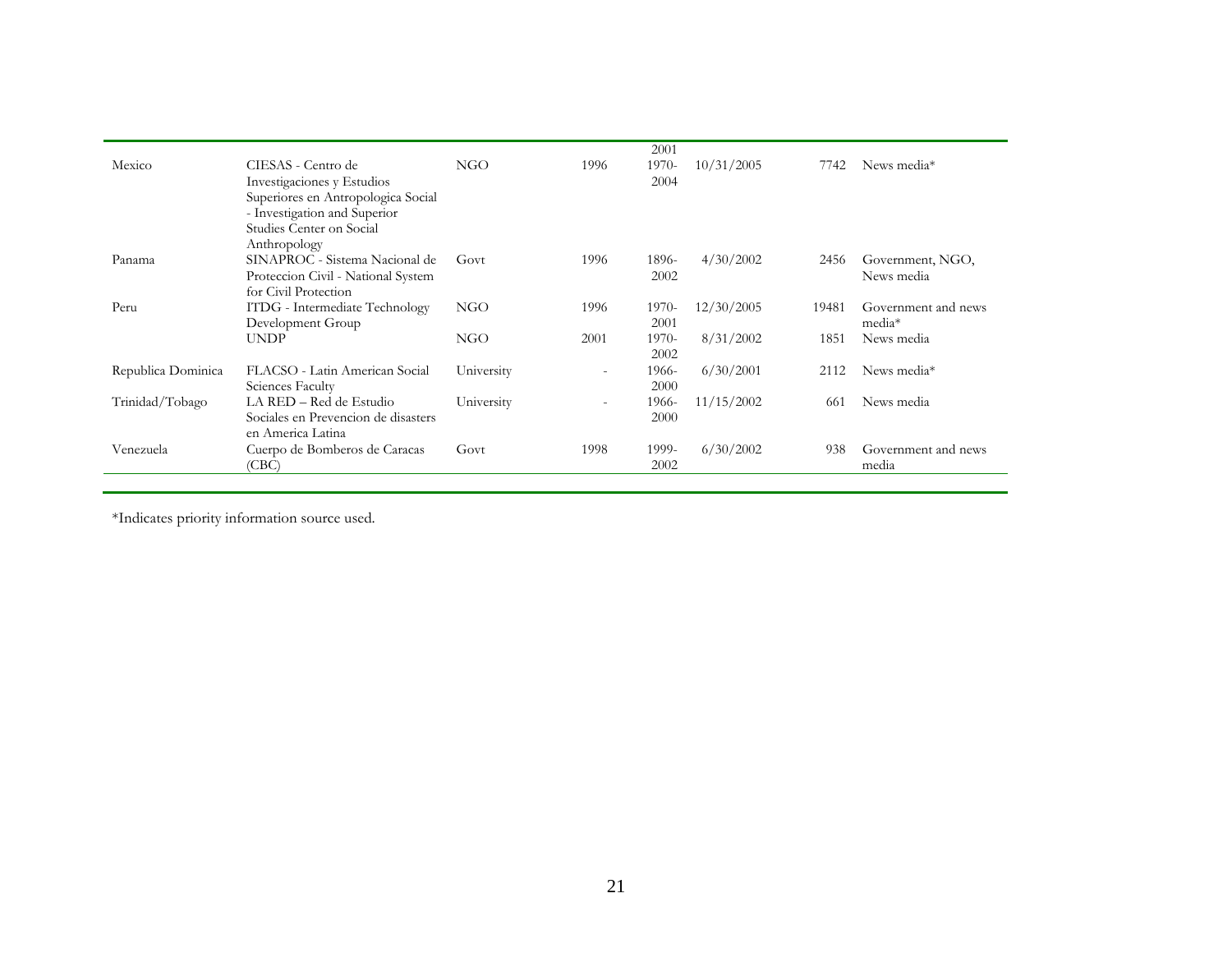| | | | | | | | |
|---|---|---|---|---|---|---|---|
| | | | | 2001 | | | |
| Mexico | CIESAS - Centro de Investigaciones y Estudios Superiores en Antropologica Social - Investigation and Superior Studies Center on Social Anthropology | NGO | 1996 | 1970-2004 | 10/31/2005 | 7742 | News media* |
| Panama | SINAPROC - Sistema Nacional de Proteccion Civil - National System for Civil Protection | Govt | 1996 | 1896-2002 | 4/30/2002 | 2456 | Government, NGO, News media |
| Peru | ITDG - Intermediate Technology Development Group | NGO | 1996 | 1970-2001 | 12/30/2005 | 19481 | Government and news media* |
| | UNDP | NGO | 2001 | 1970-2002 | 8/31/2002 | 1851 | News media |
| Republica Dominica | FLACSO - Latin American Social Sciences Faculty | University | - | 1966-2000 | 6/30/2001 | 2112 | News media* |
| Trinidad/Tobago | LA RED – Red de Estudio Sociales en Prevencion de disasters en America Latina | University | - | 1966-2000 | 11/15/2002 | 661 | News media |
| Venezuela | Cuerpo de Bomberos de Caracas (CBC) | Govt | 1998 | 1999-2002 | 6/30/2002 | 938 | Government and news media |

*Indicates priority information source used.